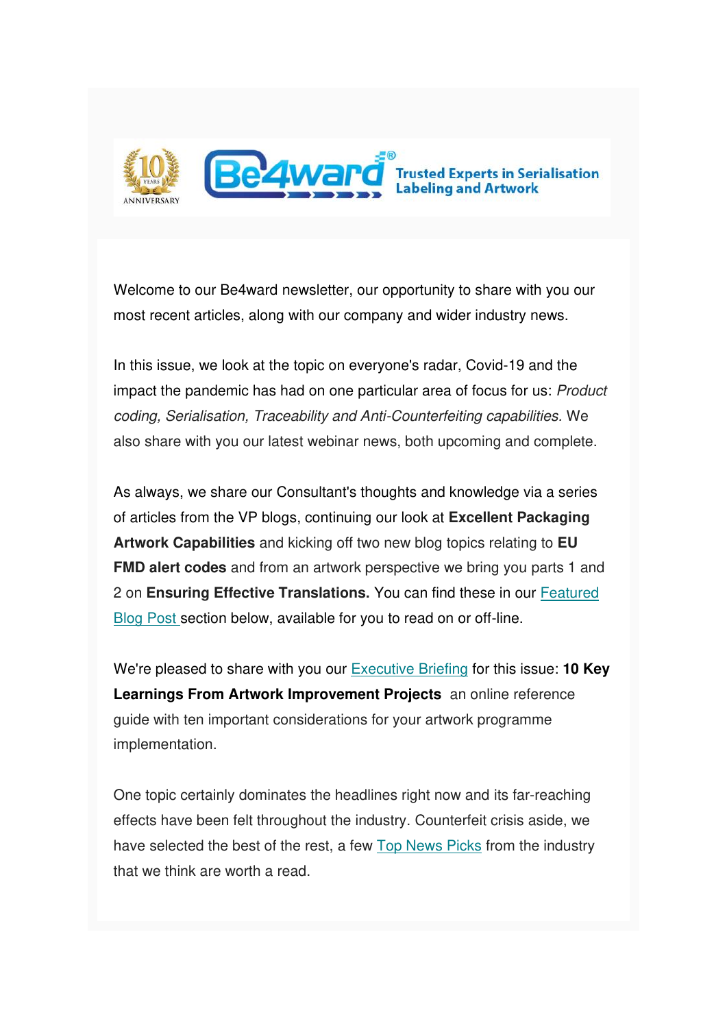Trusted Experts in Serialisation Labeling and Artwork

Welcome to our Be4ward newsletter, our opportunity to share with you our most recent articles, along with our company and wider industry news.

In this issue, we look at the topic on everyone's radar, Covid-19 and the impact the pandemic has had on one particular area of focus for us: *Product coding, Serialisation, Traceability and Anti-Counterfeiting capabilities.* We also share with you our latest webinar news, both upcoming and complete.

As always, we share our Consultant's thoughts and knowledge via a series of articles from the VP blogs, continuing our look at **Excellent Packaging Artwork Capabilities** and kicking off two new blog topics relating to **EU FMD alert codes** and from an artwork perspective we bring you parts 1 and 2 on **Ensuring Effective Translations.** You can find these in our Featured Blog Post section below, available for you to read on or off-line.

We're pleased to share with you our Executive Briefing for this issue: **10 Key Learnings From Artwork Improvement Projects** an online reference guide with ten important considerations for your artwork programme implementation.

One topic certainly dominates the headlines right now and its far-reaching effects have been felt throughout the industry. Counterfeit crisis aside, we have selected the best of the rest, a few Top News Picks from the industry that we think are worth a read.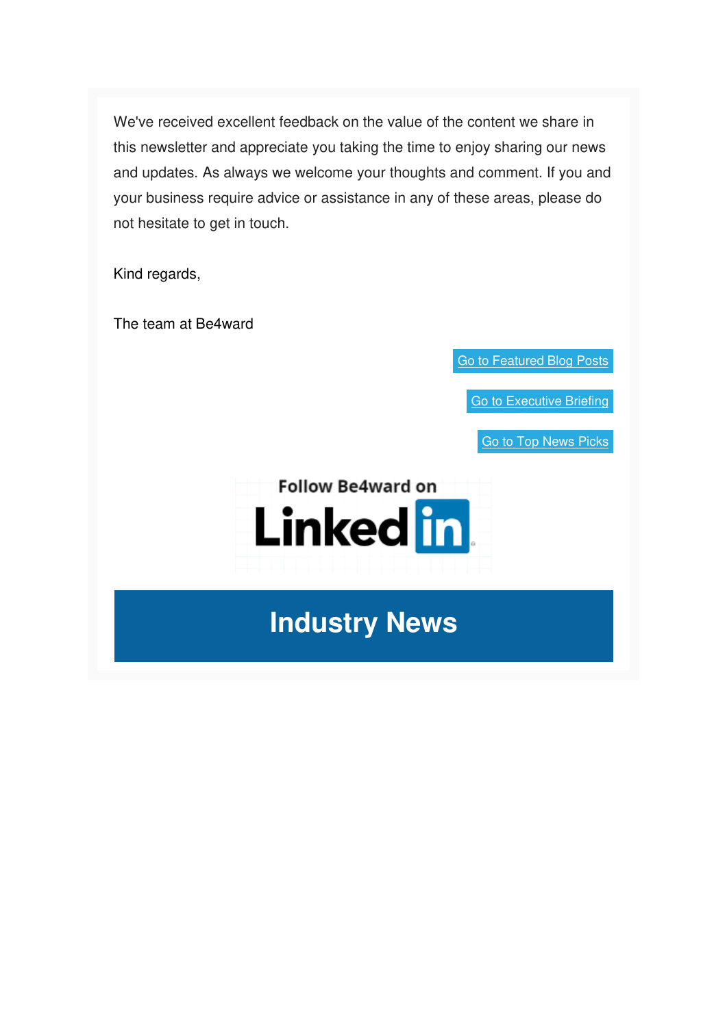We've received excellent feedback on the value of the content we share in this newsletter and appreciate you taking the time to enjoy sharing our news and updates. As always we welcome your thoughts and comment. If you and your business require advice or assistance in any of these areas, please do not hesitate to get in touch.

Kind regards,

The team at Be4ward

Go to Featured Blog Posts

Go to Executive Briefing

Go to Top News Picks

Follow Be4ward on LinkedIn

# Industry News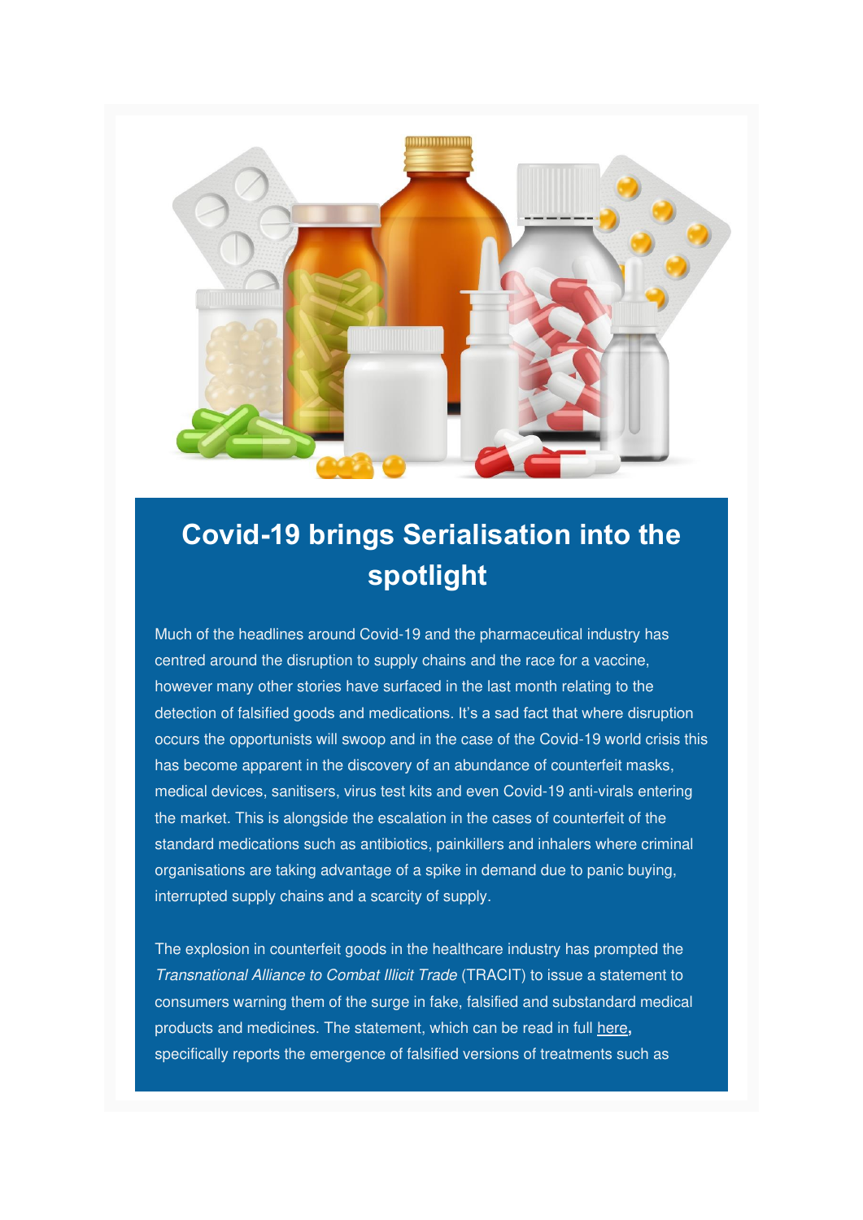# Covid-19 brings Serialisation into the spotlight

Much of the headlines around Covid-19 and the pharmaceutical industry has centred around the disruption to supply chains and the race for a vaccine, however many other stories have surfaced in the last month relating to the detection of falsified goods and medications. It's a sad fact that where disruption occurs the opportunists will swoop and in the case of the Covid-19 world crisis this has become apparent in the discovery of an abundance of counterfeit masks, medical devices, sanitisers, virus test kits and even Covid-19 anti-virals entering the market. This is alongside the escalation in the cases of counterfeit of the standard medications such as antibiotics, painkillers and inhalers where criminal organisations are taking advantage of a spike in demand due to panic buying, interrupted supply chains and a scarcity of supply.

The explosion in counterfeit goods in the healthcare industry has prompted the *Transnational Alliance to Combat Illicit Trade* (TRACIT) to issue a statement to consumers warning them of the surge in fake, falsified and substandard medical products and medicines. The statement, which can be read in full here**,** specifically reports the emergence of falsified versions of treatments such as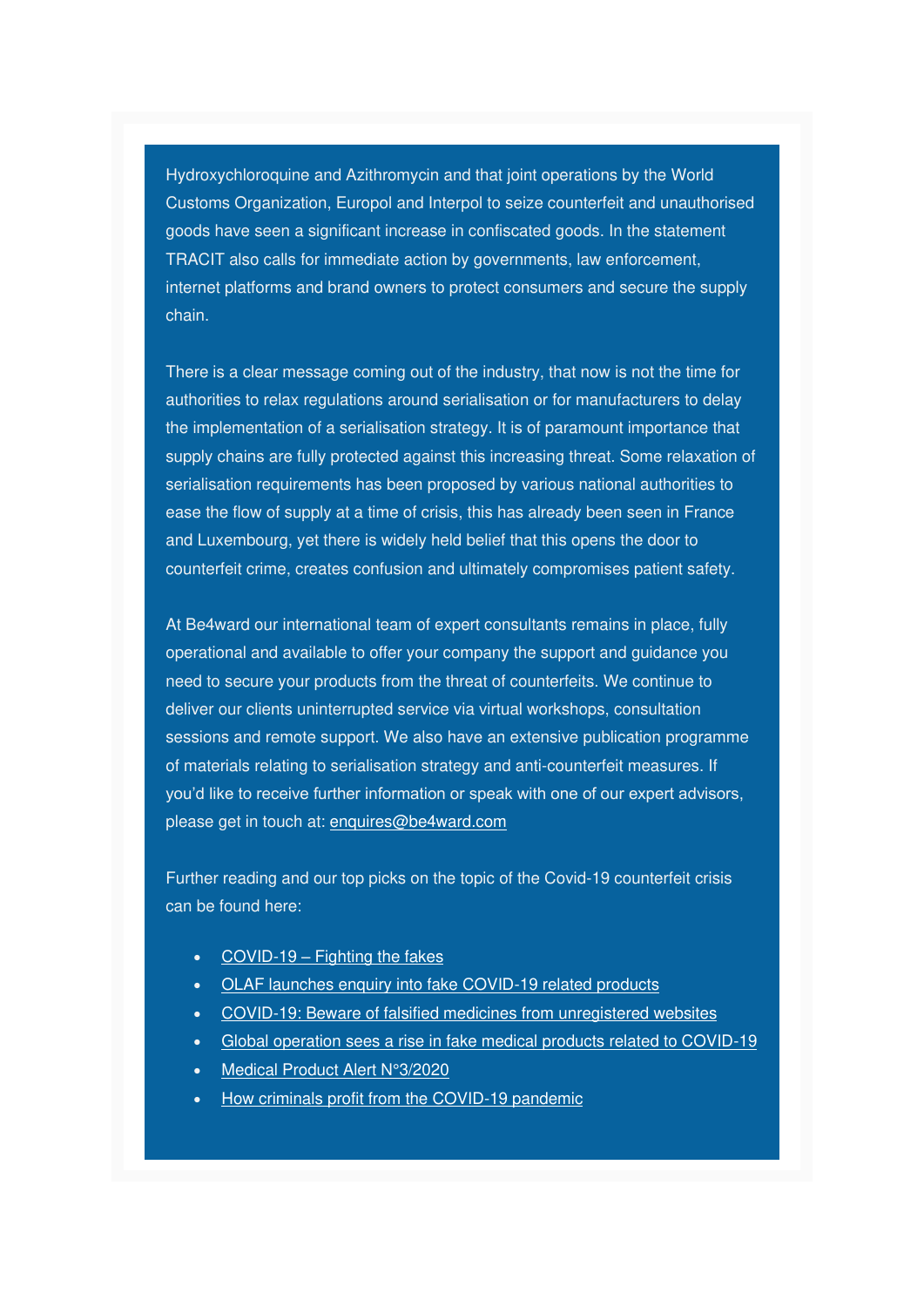Hydroxychloroquine and Azithromycin and that joint operations by the World Customs Organization, Europol and Interpol to seize counterfeit and unauthorised goods have seen a significant increase in confiscated goods. In the statement TRACIT also calls for immediate action by governments, law enforcement, internet platforms and brand owners to protect consumers and secure the supply chain.

There is a clear message coming out of the industry, that now is not the time for authorities to relax regulations around serialisation or for manufacturers to delay the implementation of a serialisation strategy. It is of paramount importance that supply chains are fully protected against this increasing threat. Some relaxation of serialisation requirements has been proposed by various national authorities to ease the flow of supply at a time of crisis, this has already been seen in France and Luxembourg, yet there is widely held belief that this opens the door to counterfeit crime, creates confusion and ultimately compromises patient safety.

At Be4ward our international team of expert consultants remains in place, fully operational and available to offer your company the support and guidance you need to secure your products from the threat of counterfeits. We continue to deliver our clients uninterrupted service via virtual workshops, consultation sessions and remote support. We also have an extensive publication programme of materials relating to serialisation strategy and anti-counterfeit measures. If you'd like to receive further information or speak with one of our expert advisors, please get in touch at: enquires@be4ward.com

Further reading and our top picks on the topic of the Covid-19 counterfeit crisis can be found here:

- COVID-19 – Fighting the fakes
- OLAF launches enquiry into fake COVID-19 related products
- COVID-19: Beware of falsified medicines from unregistered websites
- Global operation sees a rise in fake medical products related to COVID-19
- Medical Product Alert N°3/2020
- How criminals profit from the COVID-19 pandemic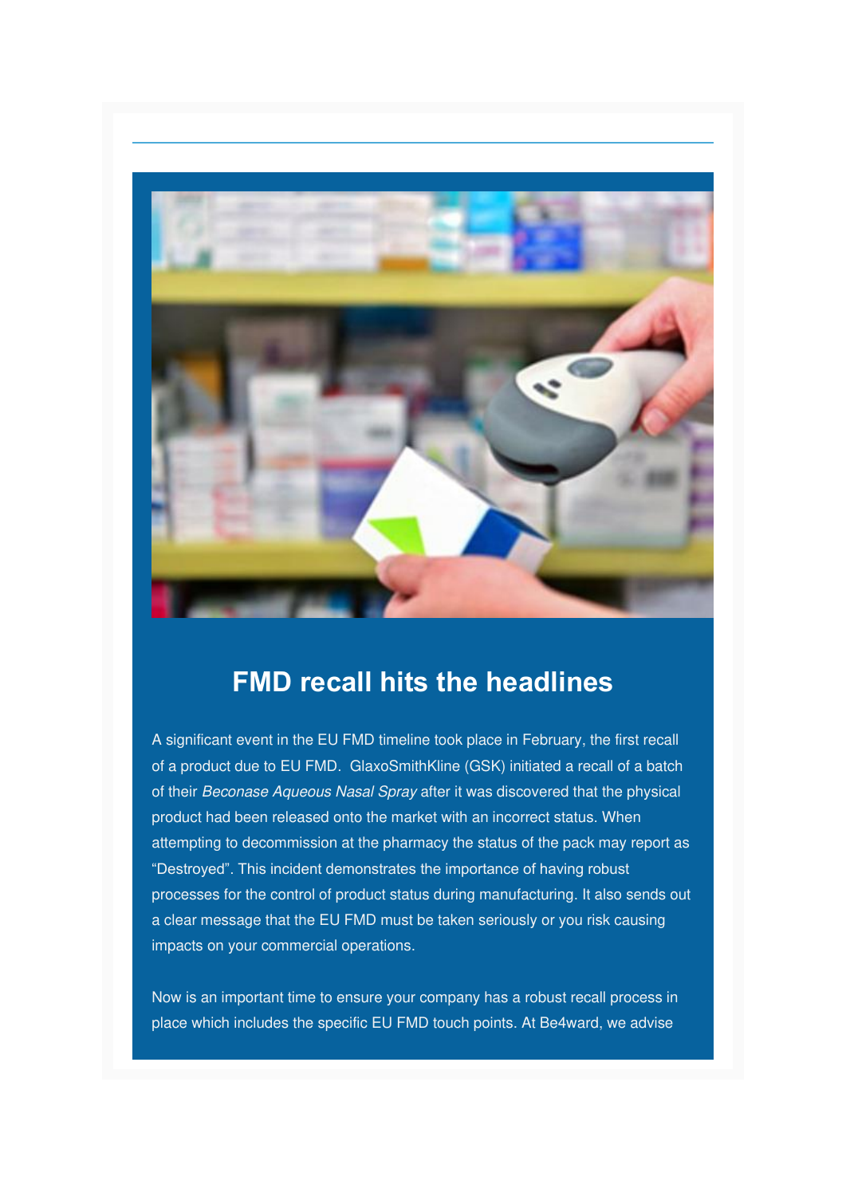## FMD recall hits the headlines

A significant event in the EU FMD timeline took place in February, the first recall of a product due to EU FMD. GlaxoSmithKline (GSK) initiated a recall of a batch of their *Beconase Aqueous Nasal Spray* after it was discovered that the physical product had been released onto the market with an incorrect status. When attempting to decommission at the pharmacy the status of the pack may report as "Destroyed". This incident demonstrates the importance of having robust processes for the control of product status during manufacturing. It also sends out a clear message that the EU FMD must be taken seriously or you risk causing impacts on your commercial operations.

Now is an important time to ensure your company has a robust recall process in place which includes the specific EU FMD touch points. At Be4ward, we advise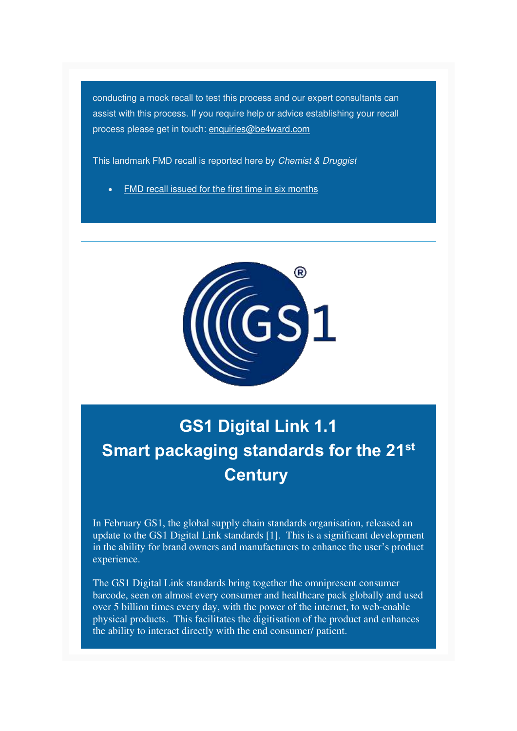conducting a mock recall to test this process and our expert consultants can assist with this process. If you require help or advice establishing your recall process please get in touch: enquiries@be4ward.com

This landmark FMD recall is reported here by *Chemist & Druggist*

- FMD recall issued for the first time in six months

---

## GS1 Digital Link 1.1
## Smart packaging standards for the 21st Century

In February GS1, the global supply chain standards organisation, released an update to the GS1 Digital Link standards [1]. This is a significant development in the ability for brand owners and manufacturers to enhance the user's product experience.

The GS1 Digital Link standards bring together the omnipresent consumer barcode, seen on almost every consumer and healthcare pack globally and used over 5 billion times every day, with the power of the internet, to web-enable physical products. This facilitates the digitisation of the product and enhances the ability to interact directly with the end consumer/ patient.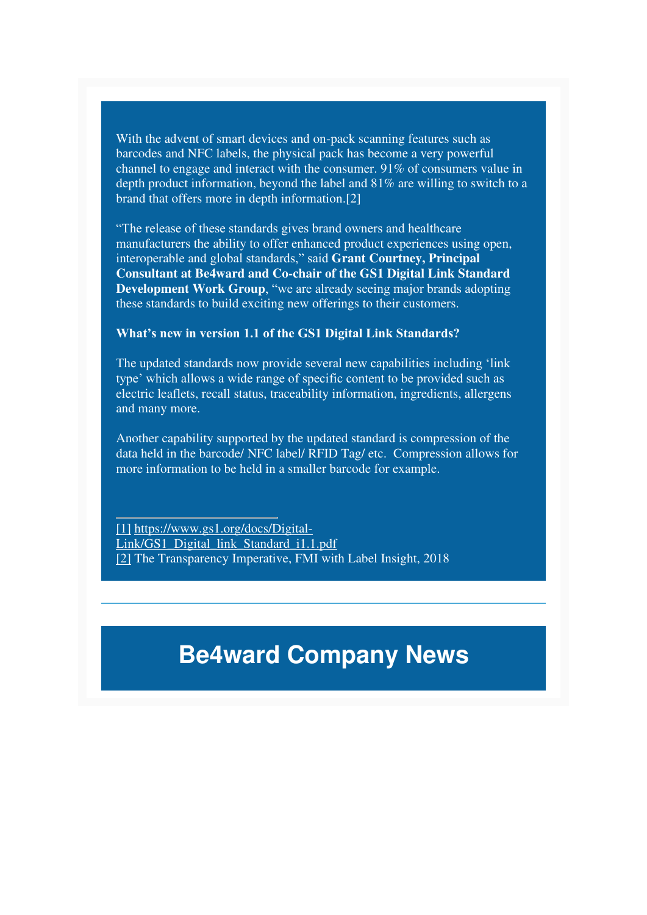With the advent of smart devices and on-pack scanning features such as barcodes and NFC labels, the physical pack has become a very powerful channel to engage and interact with the consumer. 91% of consumers value in depth product information, beyond the label and 81% are willing to switch to a brand that offers more in depth information.[2]

"The release of these standards gives brand owners and healthcare manufacturers the ability to offer enhanced product experiences using open, interoperable and global standards," said **Grant Courtney, Principal Consultant at Be4ward and Co-chair of the GS1 Digital Link Standard Development Work Group**, "we are already seeing major brands adopting these standards to build exciting new offerings to their customers.

**What's new in version 1.1 of the GS1 Digital Link Standards?**

The updated standards now provide several new capabilities including 'link type' which allows a wide range of specific content to be provided such as electric leaflets, recall status, traceability information, ingredients, allergens and many more.

Another capability supported by the updated standard is compression of the data held in the barcode/ NFC label/ RFID Tag/ etc. Compression allows for more information to be held in a smaller barcode for example.

---

[1] https://www.gs1.org/docs/Digital-Link/GS1_Digital_link_Standard_i1.1.pdf
[2] The Transparency Imperative, FMI with Label Insight, 2018

---

# Be4ward Company News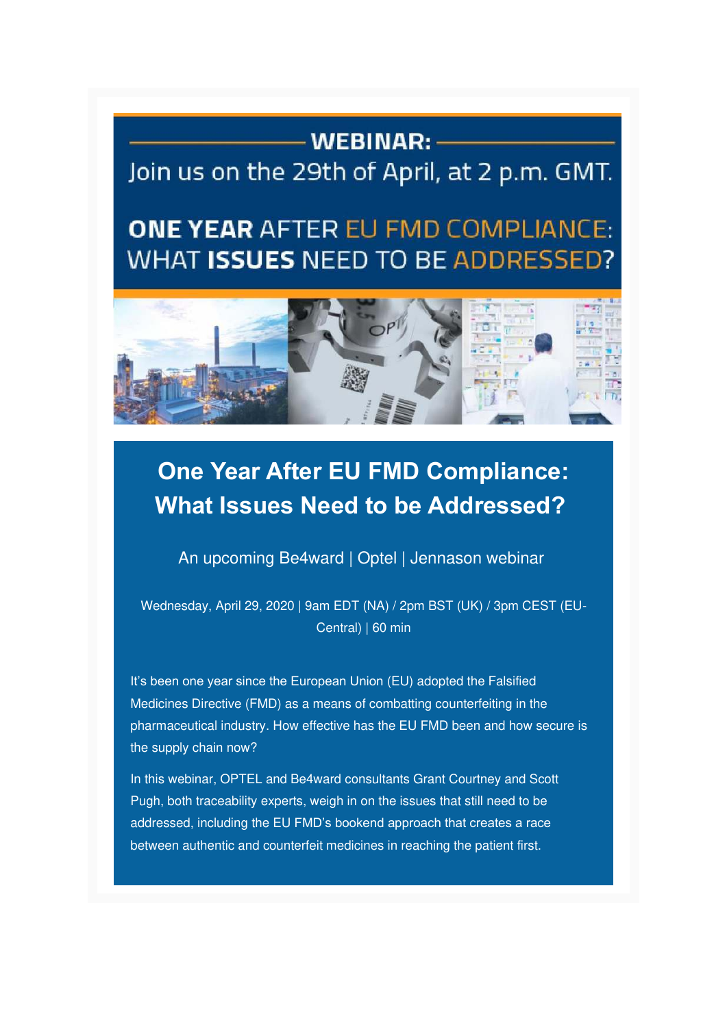**WEBINAR:**

Join us on the 29th of April, at 2 p.m. GMT.

**ONE YEAR** AFTER EU FMD COMPLIANCE: WHAT **ISSUES** NEED TO BE ADDRESSED?

# One Year After EU FMD Compliance: What Issues Need to be Addressed?

An upcoming Be4ward | Optel | Jennason webinar

Wednesday, April 29, 2020 | 9am EDT (NA) / 2pm BST (UK) / 3pm CEST (EU-Central) | 60 min

It's been one year since the European Union (EU) adopted the Falsified Medicines Directive (FMD) as a means of combatting counterfeiting in the pharmaceutical industry. How effective has the EU FMD been and how secure is the supply chain now?

In this webinar, OPTEL and Be4ward consultants Grant Courtney and Scott Pugh, both traceability experts, weigh in on the issues that still need to be addressed, including the EU FMD's bookend approach that creates a race between authentic and counterfeit medicines in reaching the patient first.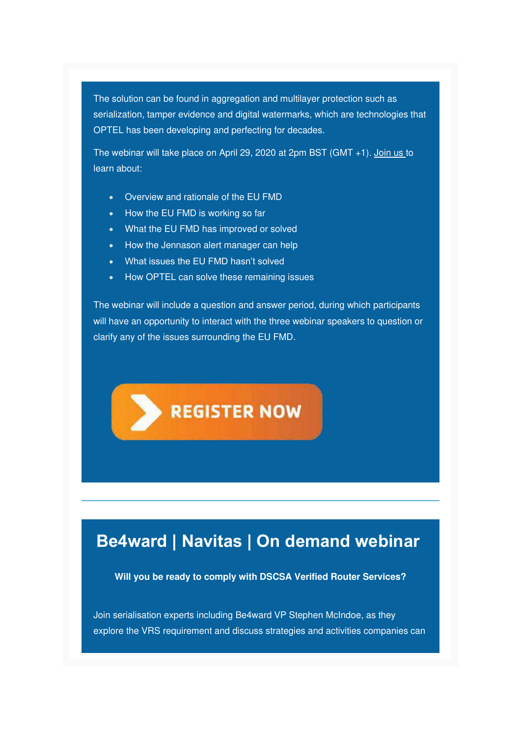The solution can be found in aggregation and multilayer protection such as serialization, tamper evidence and digital watermarks, which are technologies that OPTEL has been developing and perfecting for decades.

The webinar will take place on April 29, 2020 at 2pm BST (GMT +1). Join us to learn about:

- Overview and rationale of the EU FMD
- How the EU FMD is working so far
- What the EU FMD has improved or solved
- How the Jennason alert manager can help
- What issues the EU FMD hasn't solved
- How OPTEL can solve these remaining issues

The webinar will include a question and answer period, during which participants will have an opportunity to interact with the three webinar speakers to question or clarify any of the issues surrounding the EU FMD.

REGISTER NOW

---

# Be4ward | Navitas | On demand webinar

**Will you be ready to comply with DSCSA Verified Router Services?**

Join serialisation experts including Be4ward VP Stephen McIndoe, as they explore the VRS requirement and discuss strategies and activities companies can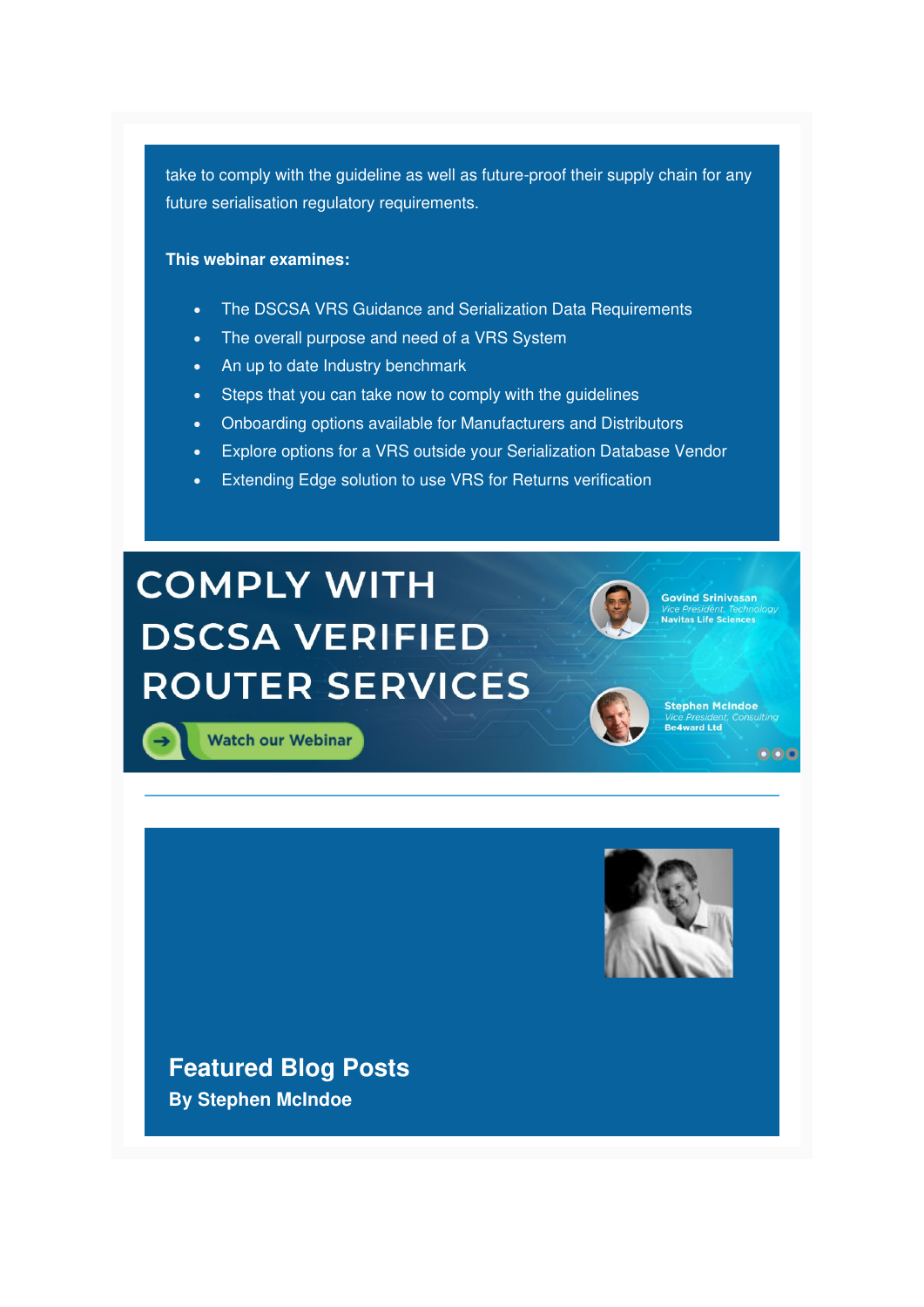take to comply with the guideline as well as future-proof their supply chain for any future serialisation regulatory requirements.

**This webinar examines:**

- The DSCSA VRS Guidance and Serialization Data Requirements
- The overall purpose and need of a VRS System
- An up to date Industry benchmark
- Steps that you can take now to comply with the guidelines
- Onboarding options available for Manufacturers and Distributors
- Explore options for a VRS outside your Serialization Database Vendor
- Extending Edge solution to use VRS for Returns verification

COMPLY WITH DSCSA VERIFIED ROUTER SERVICES

Watch our Webinar

Govind Srinivasan
*Vice President, Technology*
Navitas Life Sciences

Stephen McIndoe
*Vice President, Consulting*
Be4ward Ltd

## Featured Blog Posts

**By Stephen McIndoe**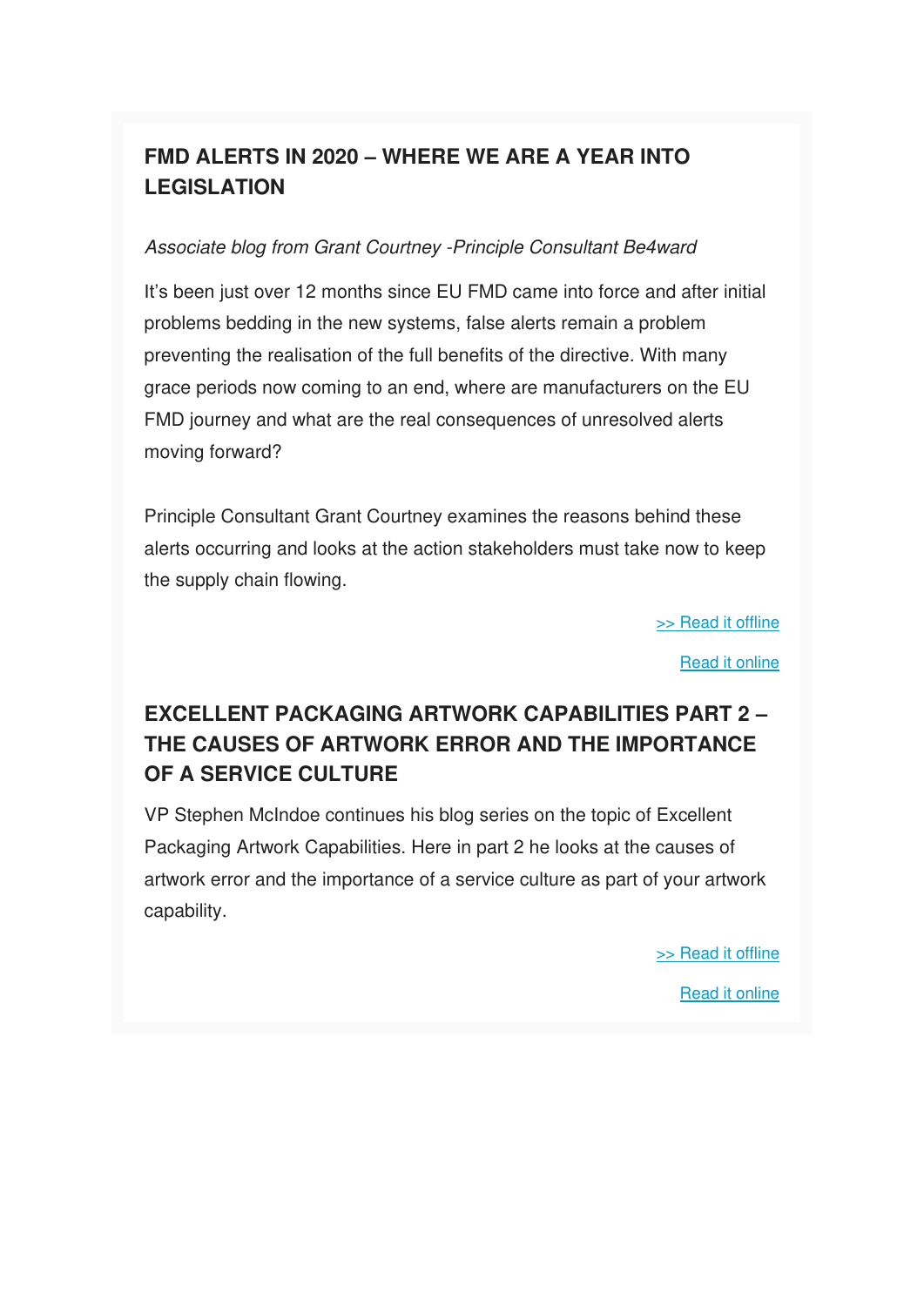## FMD ALERTS IN 2020 – WHERE WE ARE A YEAR INTO LEGISLATION

*Associate blog from Grant Courtney -Principle Consultant Be4ward*

It's been just over 12 months since EU FMD came into force and after initial problems bedding in the new systems, false alerts remain a problem preventing the realisation of the full benefits of the directive. With many grace periods now coming to an end, where are manufacturers on the EU FMD journey and what are the real consequences of unresolved alerts moving forward?

Principle Consultant Grant Courtney examines the reasons behind these alerts occurring and looks at the action stakeholders must take now to keep the supply chain flowing.

>> Read it offline

Read it online

## EXCELLENT PACKAGING ARTWORK CAPABILITIES PART 2 – THE CAUSES OF ARTWORK ERROR AND THE IMPORTANCE OF A SERVICE CULTURE

VP Stephen McIndoe continues his blog series on the topic of Excellent Packaging Artwork Capabilities. Here in part 2 he looks at the causes of artwork error and the importance of a service culture as part of your artwork capability.

>> Read it offline

Read it online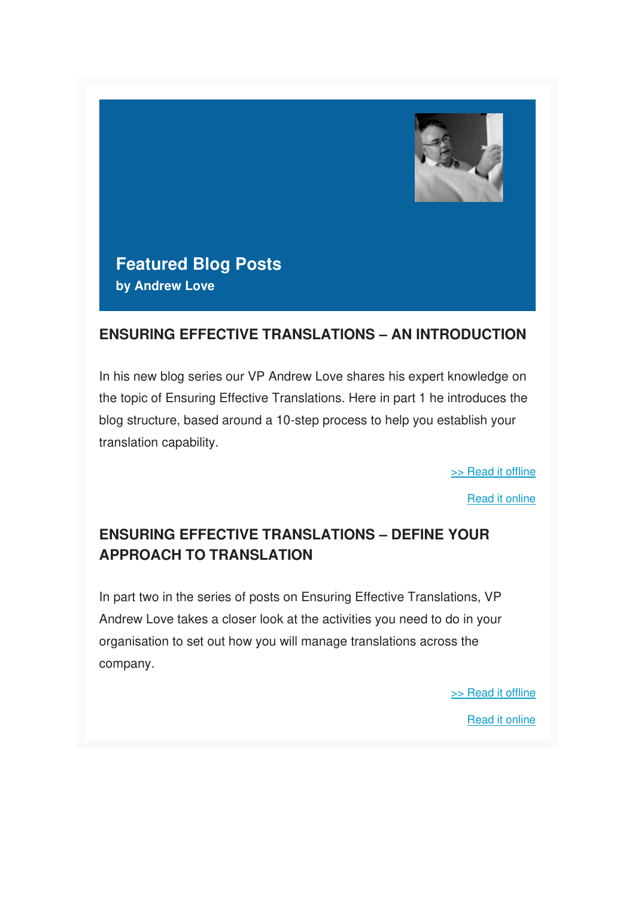## Featured Blog Posts

**by Andrew Love**

### ENSURING EFFECTIVE TRANSLATIONS – AN INTRODUCTION

In his new blog series our VP Andrew Love shares his expert knowledge on the topic of Ensuring Effective Translations. Here in part 1 he introduces the blog structure, based around a 10-step process to help you establish your translation capability.

>> Read it offline

Read it online

### ENSURING EFFECTIVE TRANSLATIONS – DEFINE YOUR APPROACH TO TRANSLATION

In part two in the series of posts on Ensuring Effective Translations, VP Andrew Love takes a closer look at the activities you need to do in your organisation to set out how you will manage translations across the company.

>> Read it offline

Read it online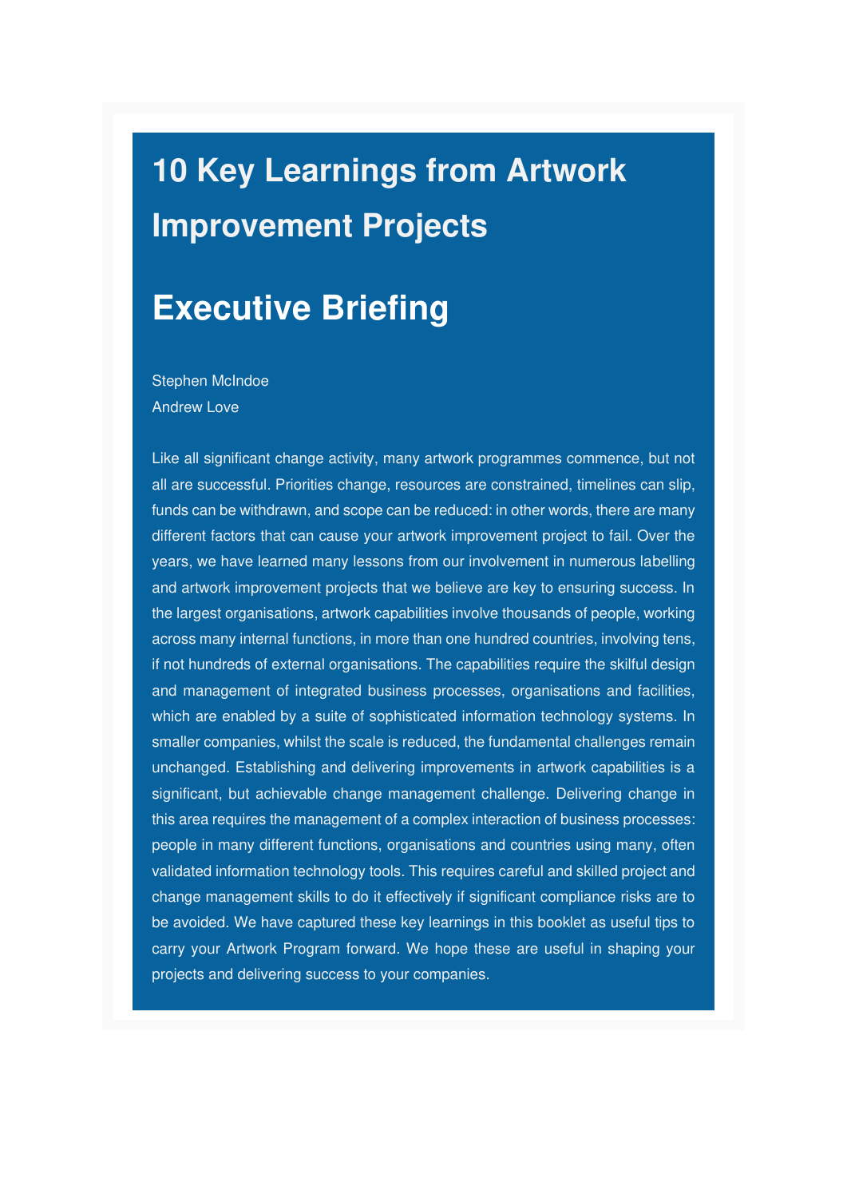# 10 Key Learnings from Artwork Improvement Projects

# Executive Briefing

Stephen McIndoe
Andrew Love

Like all significant change activity, many artwork programmes commence, but not all are successful. Priorities change, resources are constrained, timelines can slip, funds can be withdrawn, and scope can be reduced: in other words, there are many different factors that can cause your artwork improvement project to fail. Over the years, we have learned many lessons from our involvement in numerous labelling and artwork improvement projects that we believe are key to ensuring success. In the largest organisations, artwork capabilities involve thousands of people, working across many internal functions, in more than one hundred countries, involving tens, if not hundreds of external organisations. The capabilities require the skilful design and management of integrated business processes, organisations and facilities, which are enabled by a suite of sophisticated information technology systems. In smaller companies, whilst the scale is reduced, the fundamental challenges remain unchanged. Establishing and delivering improvements in artwork capabilities is a significant, but achievable change management challenge. Delivering change in this area requires the management of a complex interaction of business processes: people in many different functions, organisations and countries using many, often validated information technology tools. This requires careful and skilled project and change management skills to do it effectively if significant compliance risks are to be avoided. We have captured these key learnings in this booklet as useful tips to carry your Artwork Program forward. We hope these are useful in shaping your projects and delivering success to your companies.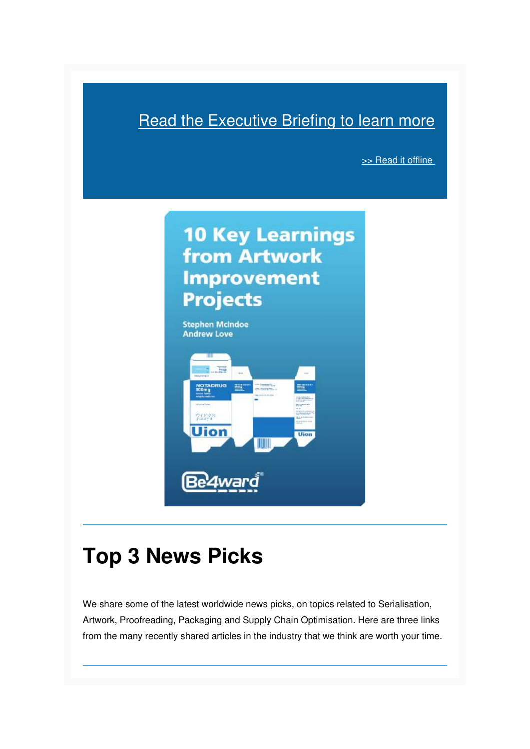Read the Executive Briefing to learn more

>> Read it offline

10 Key Learnings from Artwork Improvement Projects

Stephen McIndoe
Andrew Love

---

# Top 3 News Picks

We share some of the latest worldwide news picks, on topics related to Serialisation, Artwork, Proofreading, Packaging and Supply Chain Optimisation. Here are three links from the many recently shared articles in the industry that we think are worth your time.

---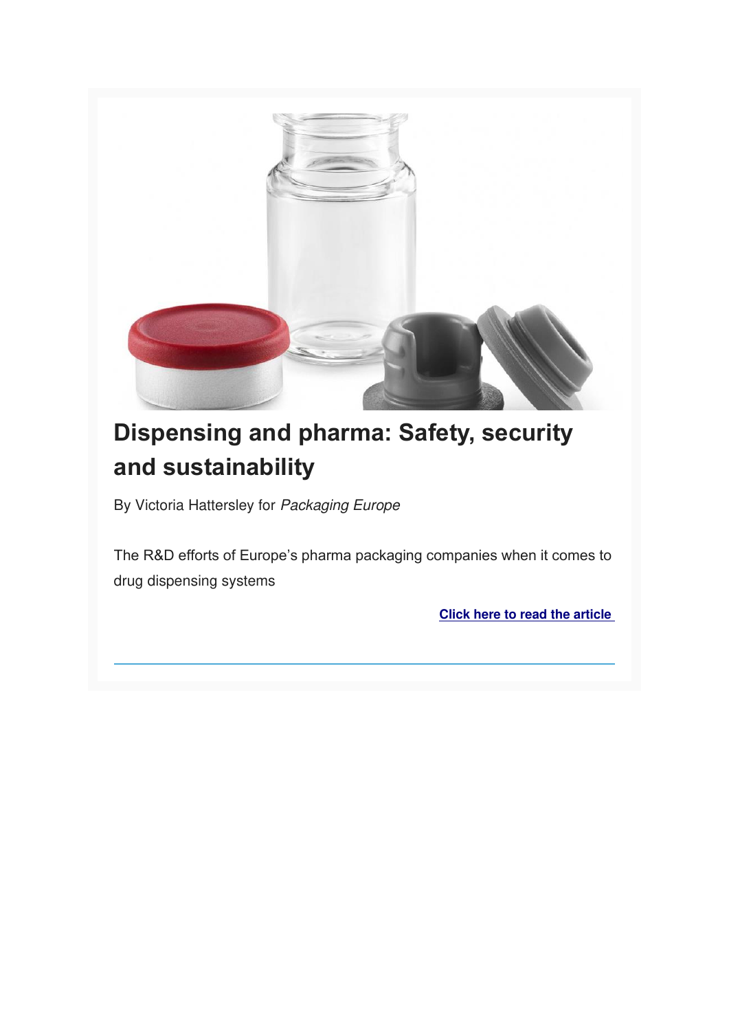# Dispensing and pharma: Safety, security and sustainability

By Victoria Hattersley for *Packaging Europe*

The R&D efforts of Europe's pharma packaging companies when it comes to drug dispensing systems

**Click here to read the article**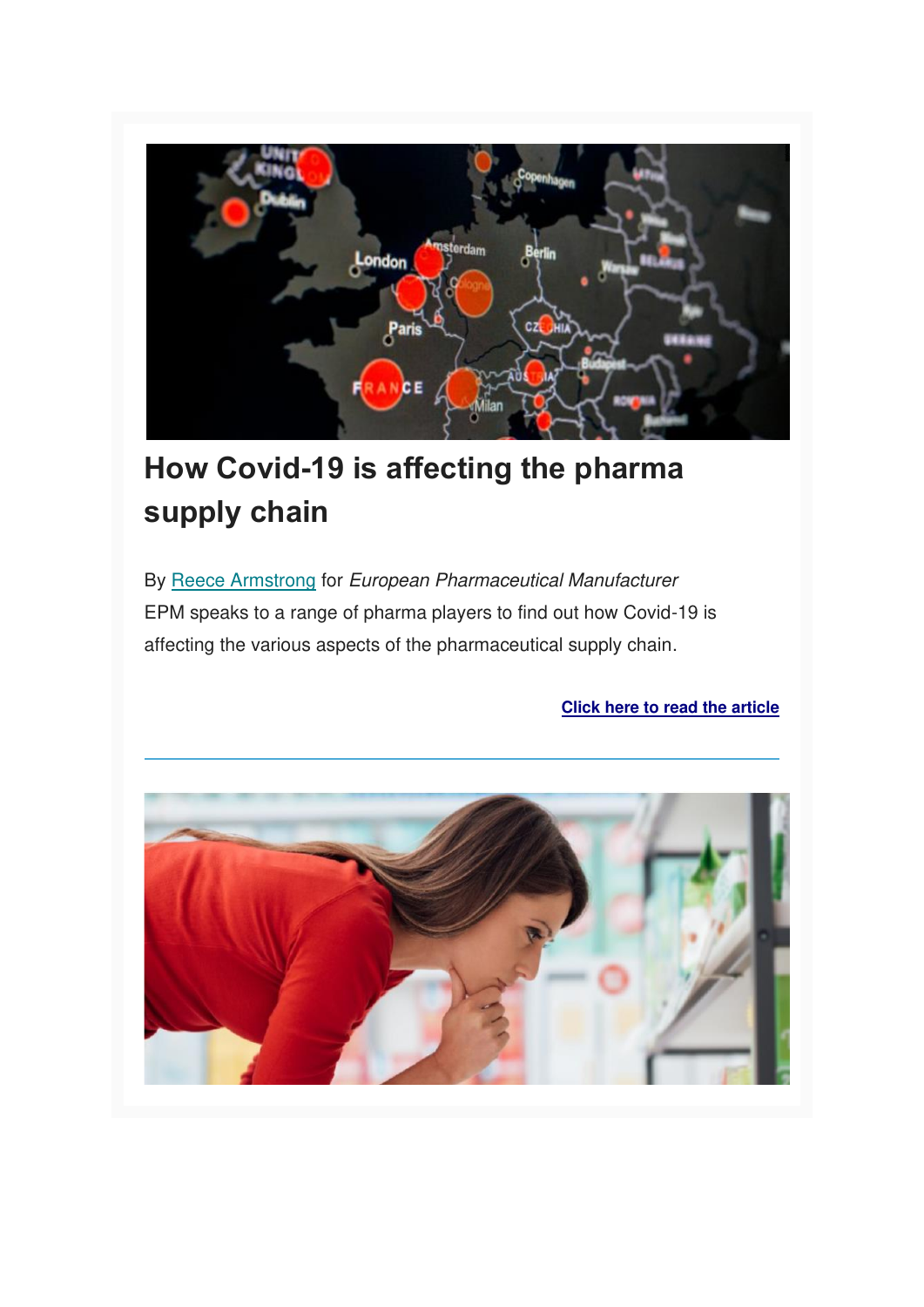# How Covid-19 is affecting the pharma supply chain

By Reece Armstrong for *European Pharmaceutical Manufacturer*
EPM speaks to a range of pharma players to find out how Covid-19 is affecting the various aspects of the pharmaceutical supply chain.

**Click here to read the article**

---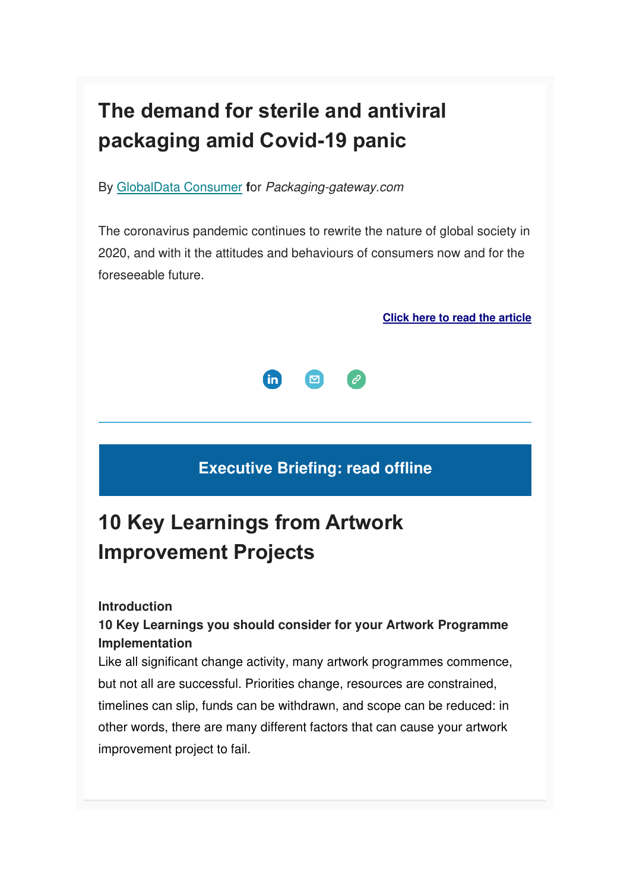# The demand for sterile and antiviral packaging amid Covid-19 panic

By GlobalData Consumer for *Packaging-gateway.com*

The coronavirus pandemic continues to rewrite the nature of global society in 2020, and with it the attitudes and behaviours of consumers now and for the foreseeable future.

**Click here to read the article**

---

**Executive Briefing: read offline**

# 10 Key Learnings from Artwork Improvement Projects

**Introduction**

**10 Key Learnings you should consider for your Artwork Programme Implementation**

Like all significant change activity, many artwork programmes commence, but not all are successful. Priorities change, resources are constrained, timelines can slip, funds can be withdrawn, and scope can be reduced: in other words, there are many different factors that can cause your artwork improvement project to fail.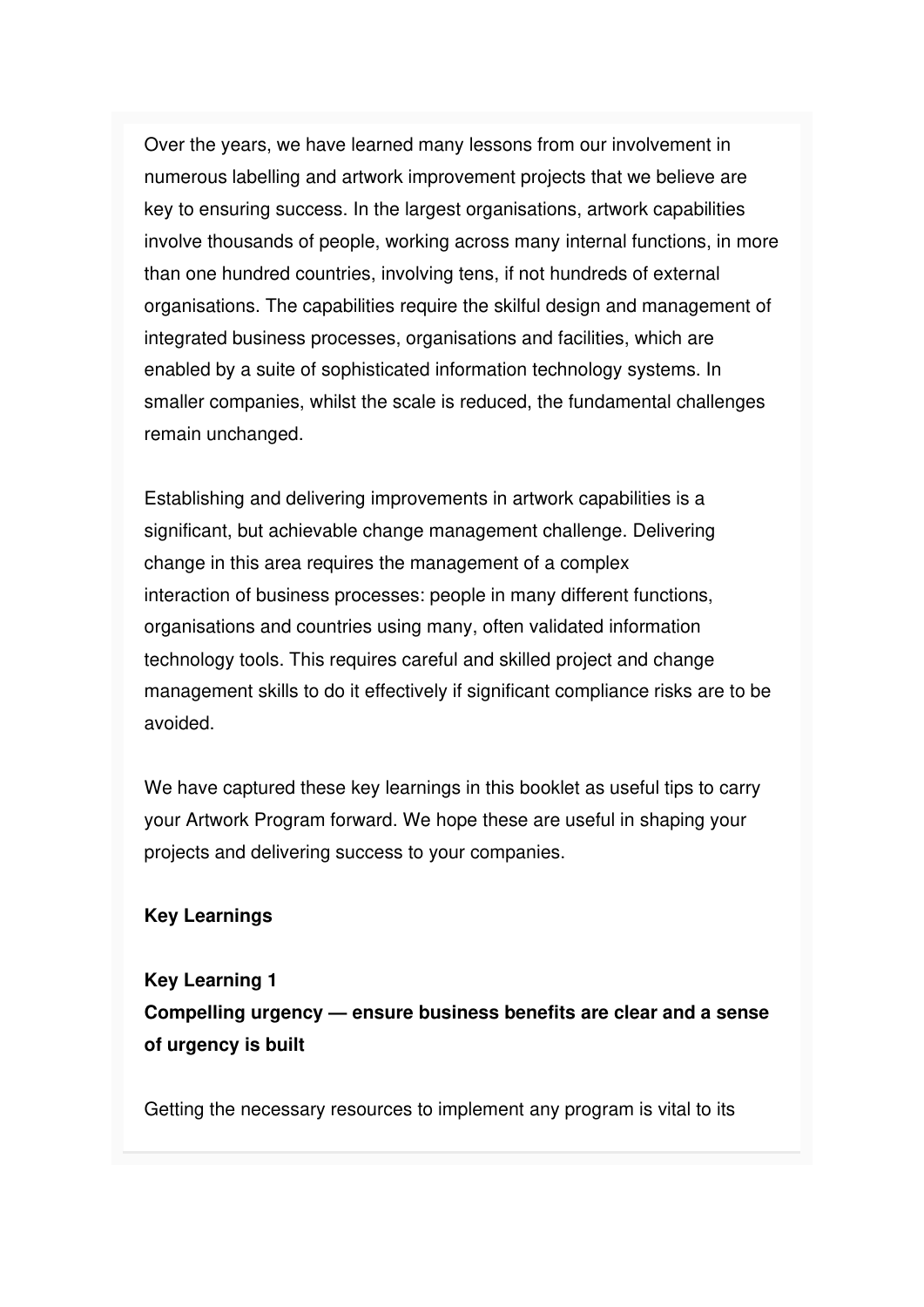Over the years, we have learned many lessons from our involvement in numerous labelling and artwork improvement projects that we believe are key to ensuring success. In the largest organisations, artwork capabilities involve thousands of people, working across many internal functions, in more than one hundred countries, involving tens, if not hundreds of external organisations. The capabilities require the skilful design and management of integrated business processes, organisations and facilities, which are enabled by a suite of sophisticated information technology systems. In smaller companies, whilst the scale is reduced, the fundamental challenges remain unchanged.

Establishing and delivering improvements in artwork capabilities is a significant, but achievable change management challenge. Delivering change in this area requires the management of a complex interaction of business processes: people in many different functions, organisations and countries using many, often validated information technology tools. This requires careful and skilled project and change management skills to do it effectively if significant compliance risks are to be avoided.

We have captured these key learnings in this booklet as useful tips to carry your Artwork Program forward. We hope these are useful in shaping your projects and delivering success to your companies.

**Key Learnings**

**Key Learning 1**
**Compelling urgency — ensure business benefits are clear and a sense of urgency is built**

Getting the necessary resources to implement any program is vital to its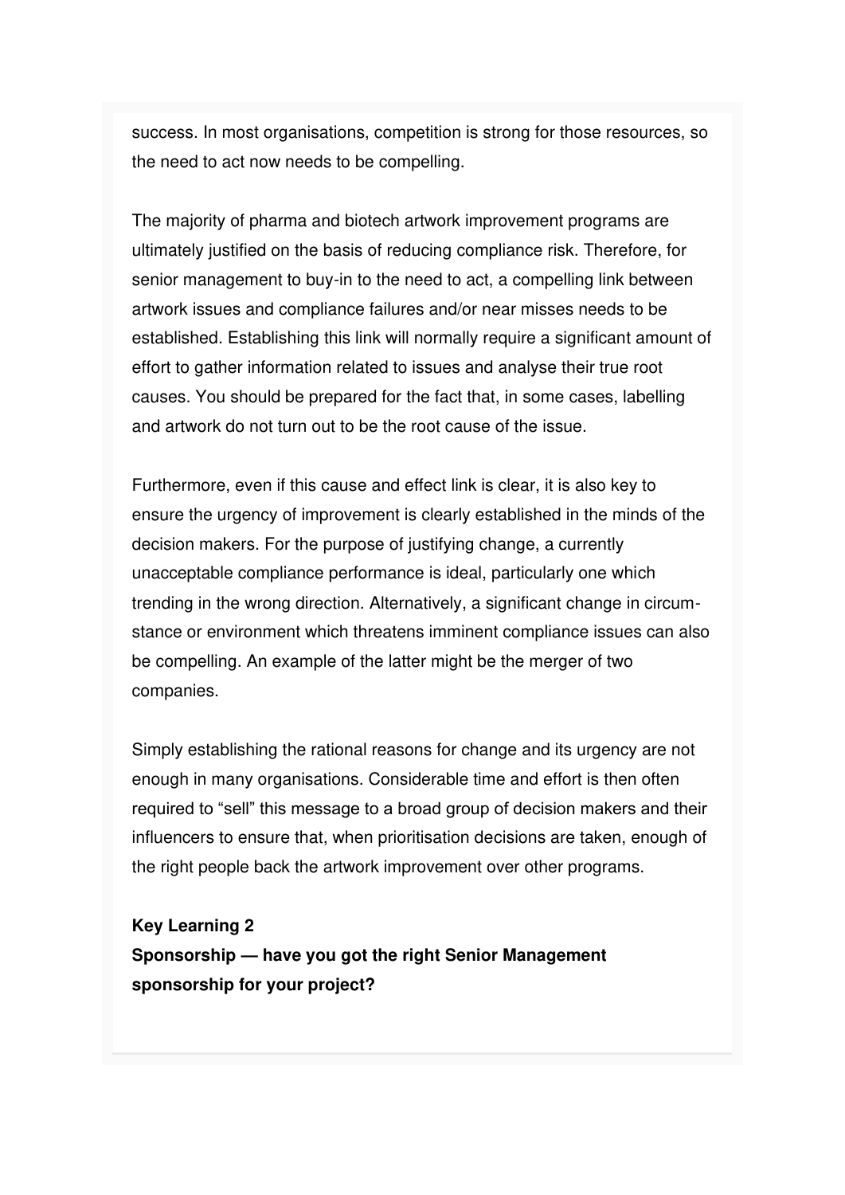success. In most organisations, competition is strong for those resources, so the need to act now needs to be compelling.

The majority of pharma and biotech artwork improvement programs are ultimately justified on the basis of reducing compliance risk. Therefore, for senior management to buy-in to the need to act, a compelling link between artwork issues and compliance failures and/or near misses needs to be established. Establishing this link will normally require a significant amount of effort to gather information related to issues and analyse their true root causes. You should be prepared for the fact that, in some cases, labelling and artwork do not turn out to be the root cause of the issue.

Furthermore, even if this cause and effect link is clear, it is also key to ensure the urgency of improvement is clearly established in the minds of the decision makers. For the purpose of justifying change, a currently unacceptable compliance performance is ideal, particularly one which trending in the wrong direction. Alternatively, a significant change in circumstance or environment which threatens imminent compliance issues can also be compelling. An example of the latter might be the merger of two companies.

Simply establishing the rational reasons for change and its urgency are not enough in many organisations. Considerable time and effort is then often required to "sell" this message to a broad group of decision makers and their influencers to ensure that, when prioritisation decisions are taken, enough of the right people back the artwork improvement over other programs.

**Key Learning 2**
**Sponsorship — have you got the right Senior Management sponsorship for your project?**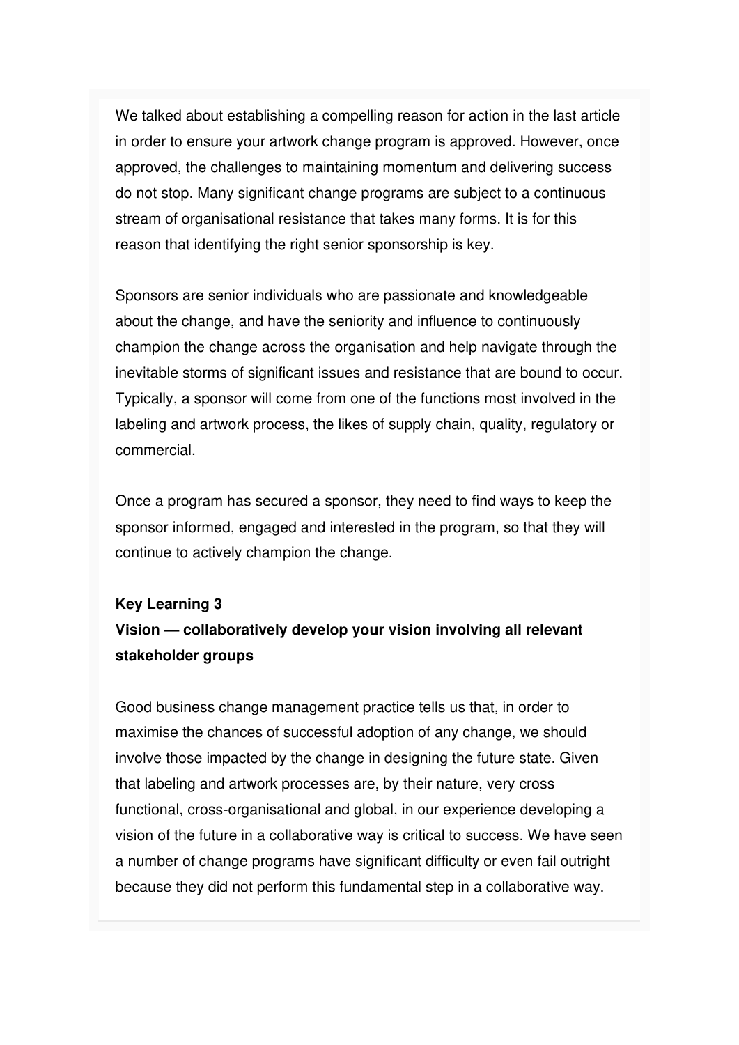We talked about establishing a compelling reason for action in the last article in order to ensure your artwork change program is approved. However, once approved, the challenges to maintaining momentum and delivering success do not stop. Many significant change programs are subject to a continuous stream of organisational resistance that takes many forms. It is for this reason that identifying the right senior sponsorship is key.

Sponsors are senior individuals who are passionate and knowledgeable about the change, and have the seniority and influence to continuously champion the change across the organisation and help navigate through the inevitable storms of significant issues and resistance that are bound to occur. Typically, a sponsor will come from one of the functions most involved in the labeling and artwork process, the likes of supply chain, quality, regulatory or commercial.

Once a program has secured a sponsor, they need to find ways to keep the sponsor informed, engaged and interested in the program, so that they will continue to actively champion the change.

**Key Learning 3**
**Vision — collaboratively develop your vision involving all relevant stakeholder groups**

Good business change management practice tells us that, in order to maximise the chances of successful adoption of any change, we should involve those impacted by the change in designing the future state. Given that labeling and artwork processes are, by their nature, very cross functional, cross-organisational and global, in our experience developing a vision of the future in a collaborative way is critical to success. We have seen a number of change programs have significant difficulty or even fail outright because they did not perform this fundamental step in a collaborative way.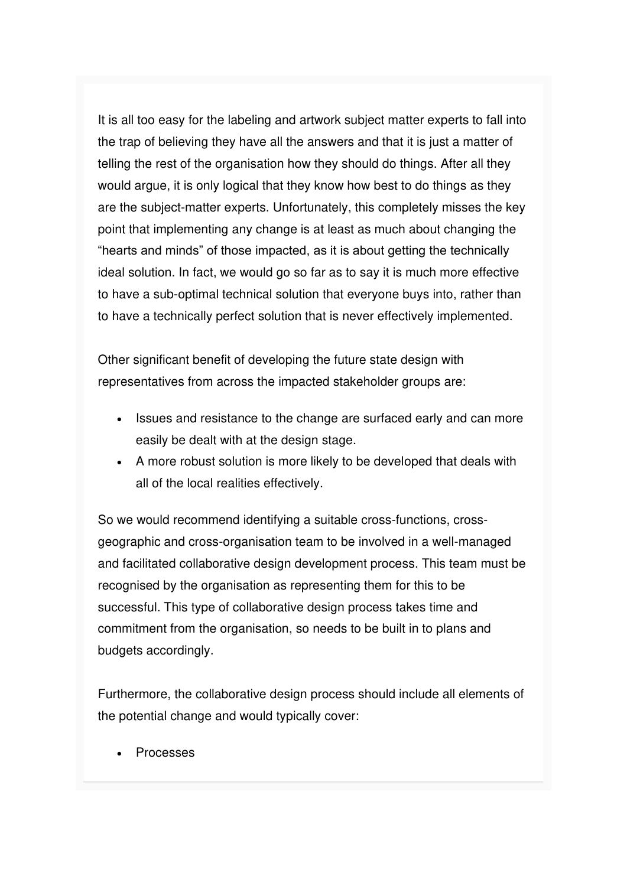It is all too easy for the labeling and artwork subject matter experts to fall into the trap of believing they have all the answers and that it is just a matter of telling the rest of the organisation how they should do things. After all they would argue, it is only logical that they know how best to do things as they are the subject-matter experts. Unfortunately, this completely misses the key point that implementing any change is at least as much about changing the "hearts and minds" of those impacted, as it is about getting the technically ideal solution. In fact, we would go so far as to say it is much more effective to have a sub-optimal technical solution that everyone buys into, rather than to have a technically perfect solution that is never effectively implemented.

Other significant benefit of developing the future state design with representatives from across the impacted stakeholder groups are:

- Issues and resistance to the change are surfaced early and can more easily be dealt with at the design stage.
- A more robust solution is more likely to be developed that deals with all of the local realities effectively.

So we would recommend identifying a suitable cross-functions, cross-geographic and cross-organisation team to be involved in a well-managed and facilitated collaborative design development process. This team must be recognised by the organisation as representing them for this to be successful. This type of collaborative design process takes time and commitment from the organisation, so needs to be built in to plans and budgets accordingly.

Furthermore, the collaborative design process should include all elements of the potential change and would typically cover:

- Processes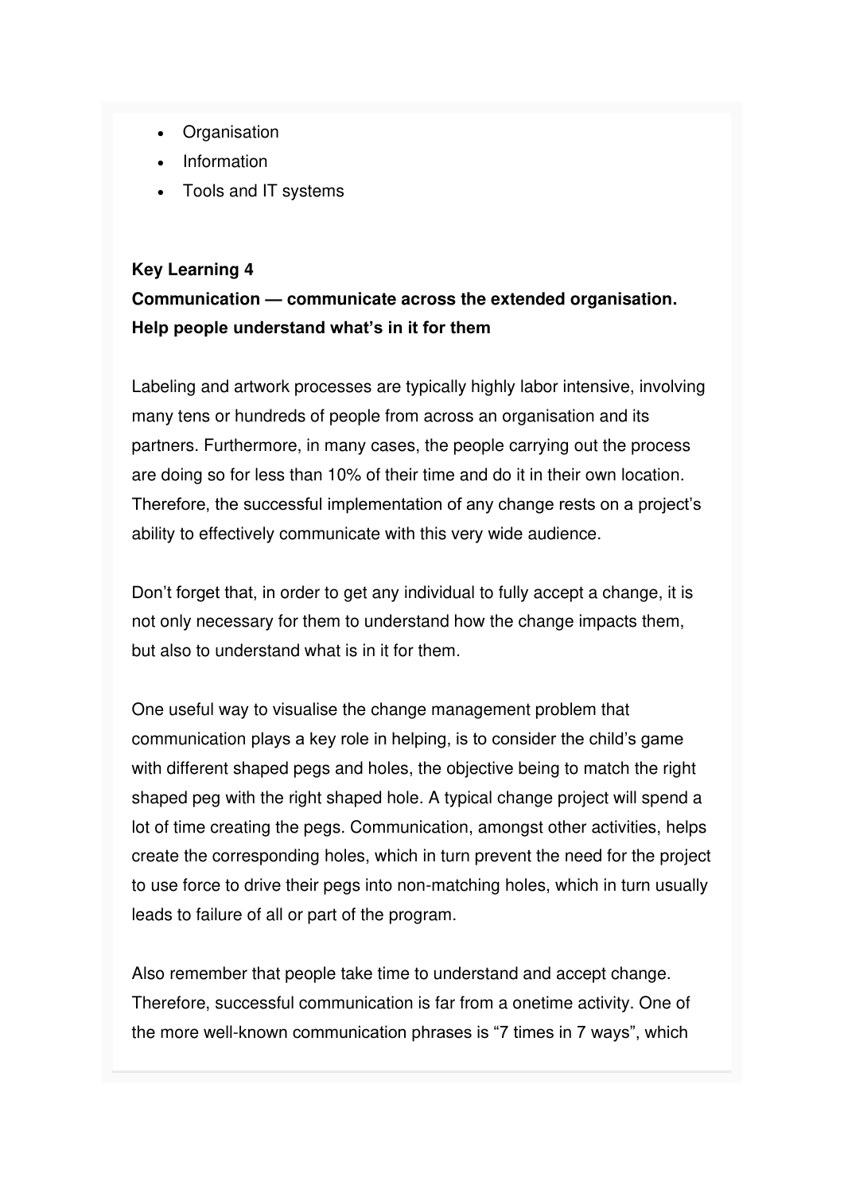- Organisation
- Information
- Tools and IT systems

**Key Learning 4**

**Communication — communicate across the extended organisation. Help people understand what's in it for them**

Labeling and artwork processes are typically highly labor intensive, involving many tens or hundreds of people from across an organisation and its partners. Furthermore, in many cases, the people carrying out the process are doing so for less than 10% of their time and do it in their own location. Therefore, the successful implementation of any change rests on a project's ability to effectively communicate with this very wide audience.

Don't forget that, in order to get any individual to fully accept a change, it is not only necessary for them to understand how the change impacts them, but also to understand what is in it for them.

One useful way to visualise the change management problem that communication plays a key role in helping, is to consider the child's game with different shaped pegs and holes, the objective being to match the right shaped peg with the right shaped hole. A typical change project will spend a lot of time creating the pegs. Communication, amongst other activities, helps create the corresponding holes, which in turn prevent the need for the project to use force to drive their pegs into non-matching holes, which in turn usually leads to failure of all or part of the program.

Also remember that people take time to understand and accept change. Therefore, successful communication is far from a onetime activity. One of the more well-known communication phrases is "7 times in 7 ways", which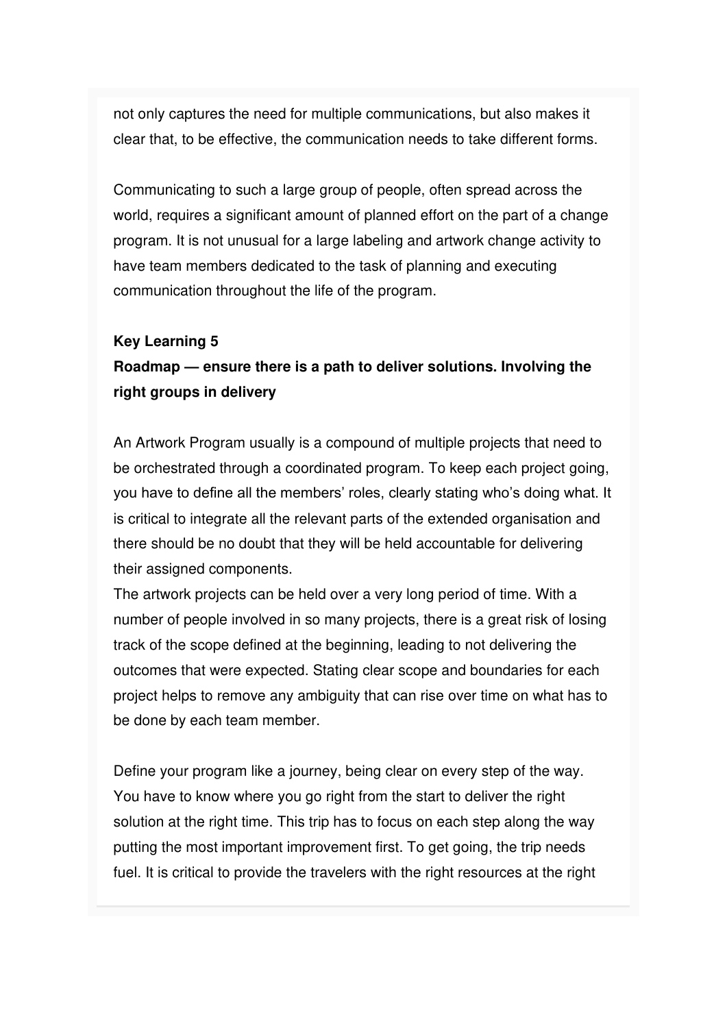not only captures the need for multiple communications, but also makes it clear that, to be effective, the communication needs to take different forms.

Communicating to such a large group of people, often spread across the world, requires a significant amount of planned effort on the part of a change program. It is not unusual for a large labeling and artwork change activity to have team members dedicated to the task of planning and executing communication throughout the life of the program.

**Key Learning 5**
**Roadmap — ensure there is a path to deliver solutions. Involving the right groups in delivery**

An Artwork Program usually is a compound of multiple projects that need to be orchestrated through a coordinated program. To keep each project going, you have to define all the members' roles, clearly stating who's doing what. It is critical to integrate all the relevant parts of the extended organisation and there should be no doubt that they will be held accountable for delivering their assigned components.
The artwork projects can be held over a very long period of time. With a number of people involved in so many projects, there is a great risk of losing track of the scope defined at the beginning, leading to not delivering the outcomes that were expected. Stating clear scope and boundaries for each project helps to remove any ambiguity that can rise over time on what has to be done by each team member.

Define your program like a journey, being clear on every step of the way. You have to know where you go right from the start to deliver the right solution at the right time. This trip has to focus on each step along the way putting the most important improvement first. To get going, the trip needs fuel. It is critical to provide the travelers with the right resources at the right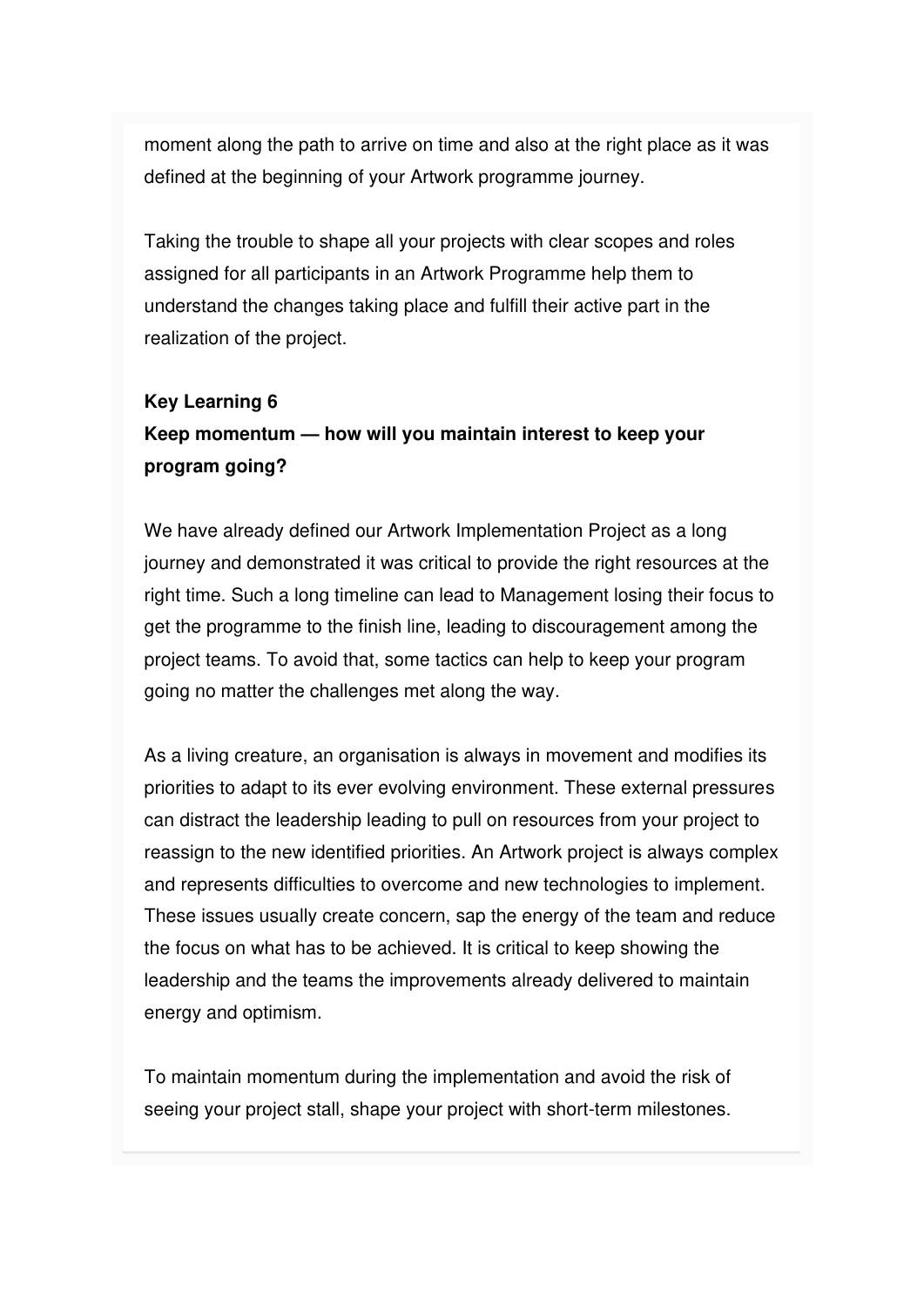moment along the path to arrive on time and also at the right place as it was defined at the beginning of your Artwork programme journey.

Taking the trouble to shape all your projects with clear scopes and roles assigned for all participants in an Artwork Programme help them to understand the changes taking place and fulfill their active part in the realization of the project.

**Key Learning 6**

**Keep momentum — how will you maintain interest to keep your program going?**

We have already defined our Artwork Implementation Project as a long journey and demonstrated it was critical to provide the right resources at the right time. Such a long timeline can lead to Management losing their focus to get the programme to the finish line, leading to discouragement among the project teams. To avoid that, some tactics can help to keep your program going no matter the challenges met along the way.

As a living creature, an organisation is always in movement and modifies its priorities to adapt to its ever evolving environment. These external pressures can distract the leadership leading to pull on resources from your project to reassign to the new identified priorities. An Artwork project is always complex and represents difficulties to overcome and new technologies to implement. These issues usually create concern, sap the energy of the team and reduce the focus on what has to be achieved. It is critical to keep showing the leadership and the teams the improvements already delivered to maintain energy and optimism.

To maintain momentum during the implementation and avoid the risk of seeing your project stall, shape your project with short-term milestones.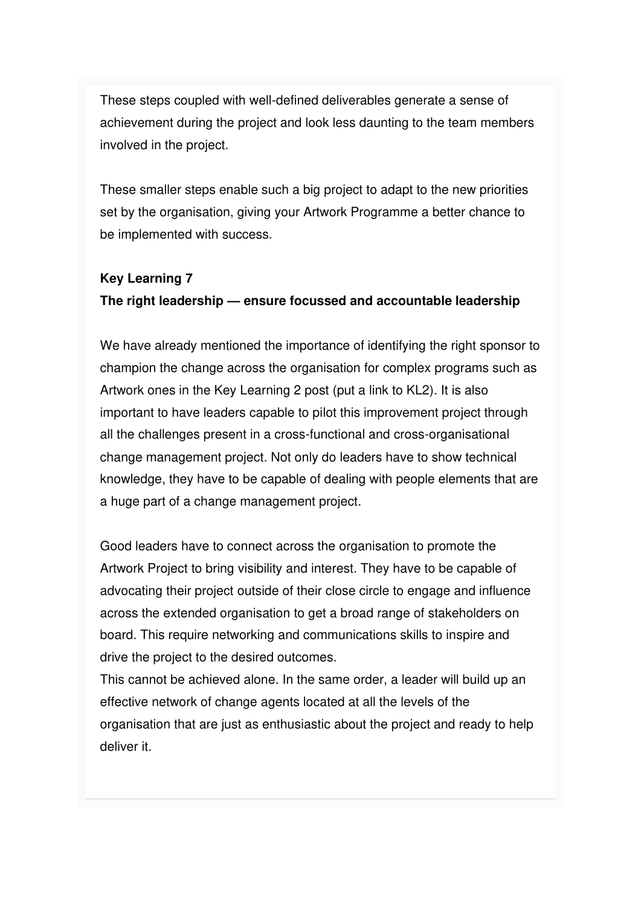These steps coupled with well-defined deliverables generate a sense of achievement during the project and look less daunting to the team members involved in the project.

These smaller steps enable such a big project to adapt to the new priorities set by the organisation, giving your Artwork Programme a better chance to be implemented with success.

**Key Learning 7**
**The right leadership — ensure focussed and accountable leadership**

We have already mentioned the importance of identifying the right sponsor to champion the change across the organisation for complex programs such as Artwork ones in the Key Learning 2 post (put a link to KL2). It is also important to have leaders capable to pilot this improvement project through all the challenges present in a cross-functional and cross-organisational change management project. Not only do leaders have to show technical knowledge, they have to be capable of dealing with people elements that are a huge part of a change management project.

Good leaders have to connect across the organisation to promote the Artwork Project to bring visibility and interest. They have to be capable of advocating their project outside of their close circle to engage and influence across the extended organisation to get a broad range of stakeholders on board. This require networking and communications skills to inspire and drive the project to the desired outcomes.
This cannot be achieved alone. In the same order, a leader will build up an effective network of change agents located at all the levels of the organisation that are just as enthusiastic about the project and ready to help deliver it.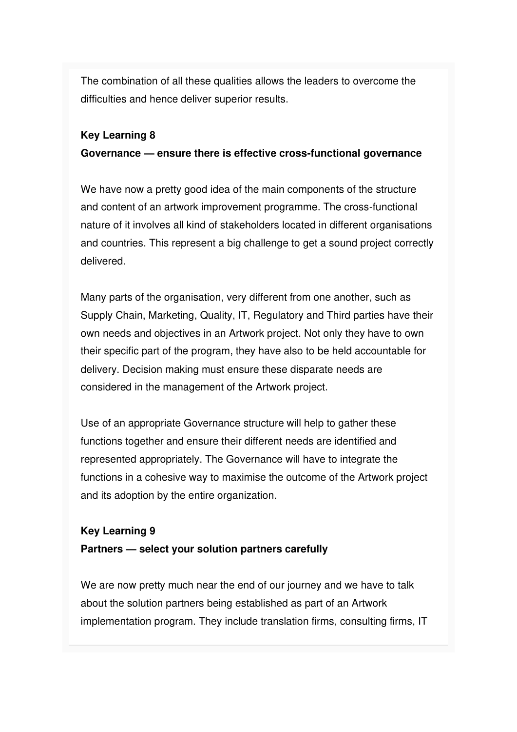The combination of all these qualities allows the leaders to overcome the difficulties and hence deliver superior results.

**Key Learning 8**
**Governance — ensure there is effective cross-functional governance**

We have now a pretty good idea of the main components of the structure and content of an artwork improvement programme. The cross-functional nature of it involves all kind of stakeholders located in different organisations and countries. This represent a big challenge to get a sound project correctly delivered.

Many parts of the organisation, very different from one another, such as Supply Chain, Marketing, Quality, IT, Regulatory and Third parties have their own needs and objectives in an Artwork project. Not only they have to own their specific part of the program, they have also to be held accountable for delivery. Decision making must ensure these disparate needs are considered in the management of the Artwork project.

Use of an appropriate Governance structure will help to gather these functions together and ensure their different needs are identified and represented appropriately. The Governance will have to integrate the functions in a cohesive way to maximise the outcome of the Artwork project and its adoption by the entire organization.

**Key Learning 9**
**Partners — select your solution partners carefully**

We are now pretty much near the end of our journey and we have to talk about the solution partners being established as part of an Artwork implementation program. They include translation firms, consulting firms, IT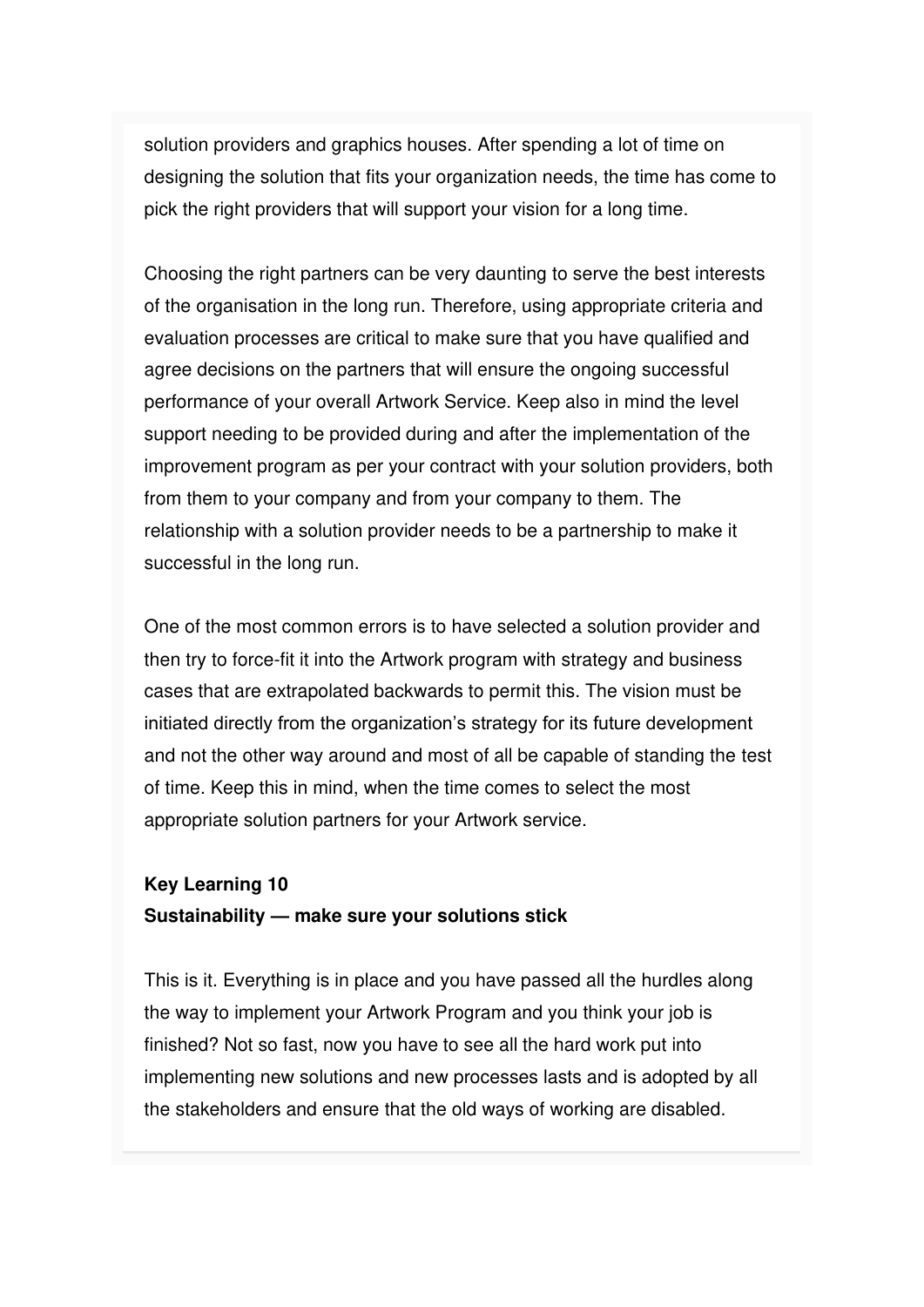solution providers and graphics houses. After spending a lot of time on designing the solution that fits your organization needs, the time has come to pick the right providers that will support your vision for a long time.

Choosing the right partners can be very daunting to serve the best interests of the organisation in the long run. Therefore, using appropriate criteria and evaluation processes are critical to make sure that you have qualified and agree decisions on the partners that will ensure the ongoing successful performance of your overall Artwork Service. Keep also in mind the level support needing to be provided during and after the implementation of the improvement program as per your contract with your solution providers, both from them to your company and from your company to them. The relationship with a solution provider needs to be a partnership to make it successful in the long run.

One of the most common errors is to have selected a solution provider and then try to force-fit it into the Artwork program with strategy and business cases that are extrapolated backwards to permit this. The vision must be initiated directly from the organization’s strategy for its future development and not the other way around and most of all be capable of standing the test of time. Keep this in mind, when the time comes to select the most appropriate solution partners for your Artwork service.

**Key Learning 10**
**Sustainability — make sure your solutions stick**

This is it. Everything is in place and you have passed all the hurdles along the way to implement your Artwork Program and you think your job is finished? Not so fast, now you have to see all the hard work put into implementing new solutions and new processes lasts and is adopted by all the stakeholders and ensure that the old ways of working are disabled.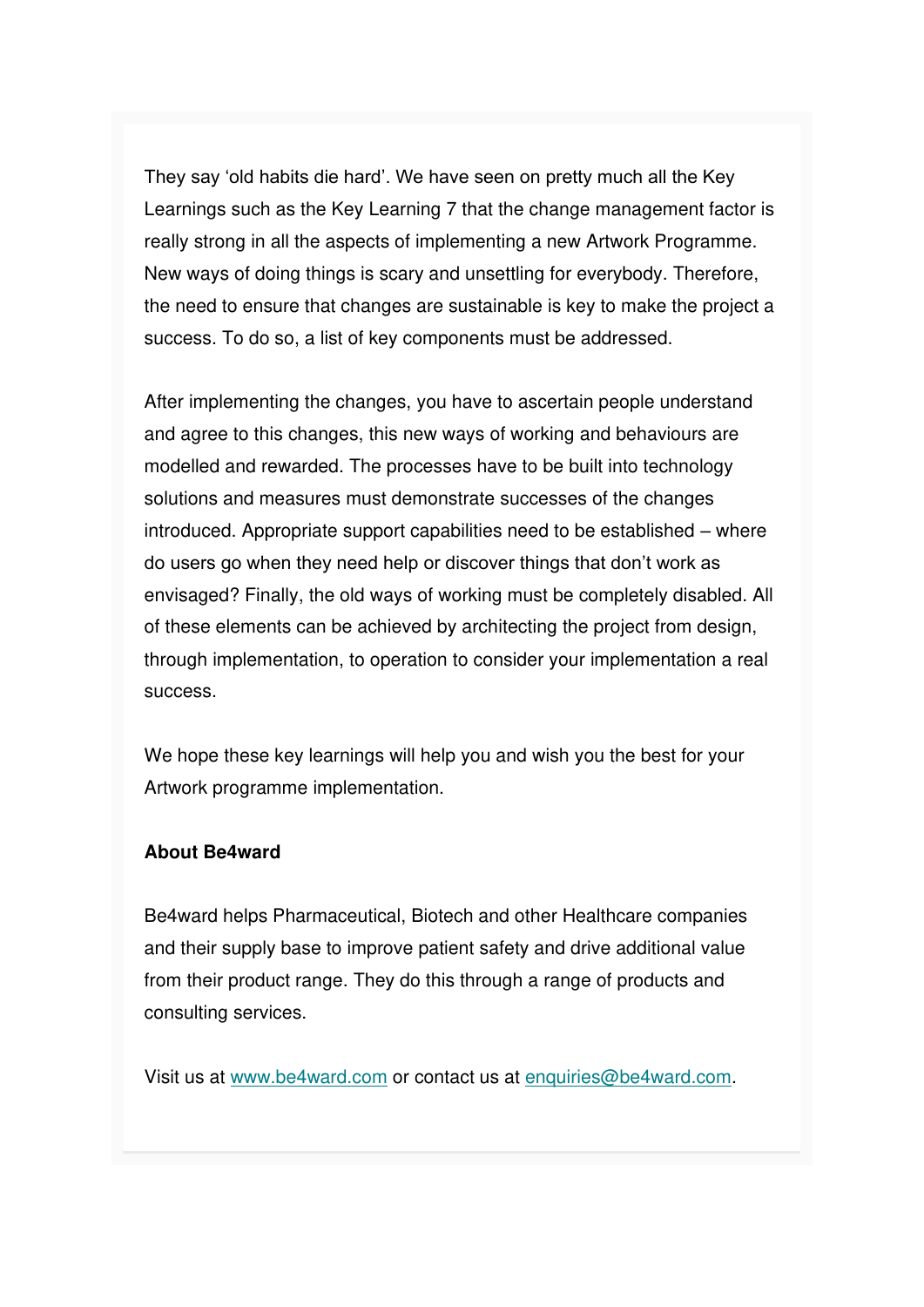They say 'old habits die hard'. We have seen on pretty much all the Key Learnings such as the Key Learning 7 that the change management factor is really strong in all the aspects of implementing a new Artwork Programme. New ways of doing things is scary and unsettling for everybody. Therefore, the need to ensure that changes are sustainable is key to make the project a success. To do so, a list of key components must be addressed.

After implementing the changes, you have to ascertain people understand and agree to this changes, this new ways of working and behaviours are modelled and rewarded. The processes have to be built into technology solutions and measures must demonstrate successes of the changes introduced. Appropriate support capabilities need to be established – where do users go when they need help or discover things that don't work as envisaged? Finally, the old ways of working must be completely disabled. All of these elements can be achieved by architecting the project from design, through implementation, to operation to consider your implementation a real success.

We hope these key learnings will help you and wish you the best for your Artwork programme implementation.

**About Be4ward**

Be4ward helps Pharmaceutical, Biotech and other Healthcare companies and their supply base to improve patient safety and drive additional value from their product range. They do this through a range of products and consulting services.

Visit us at [www.be4ward.com](http://www.be4ward.com) or contact us at [enquiries@be4ward.com](mailto:enquiries@be4ward.com).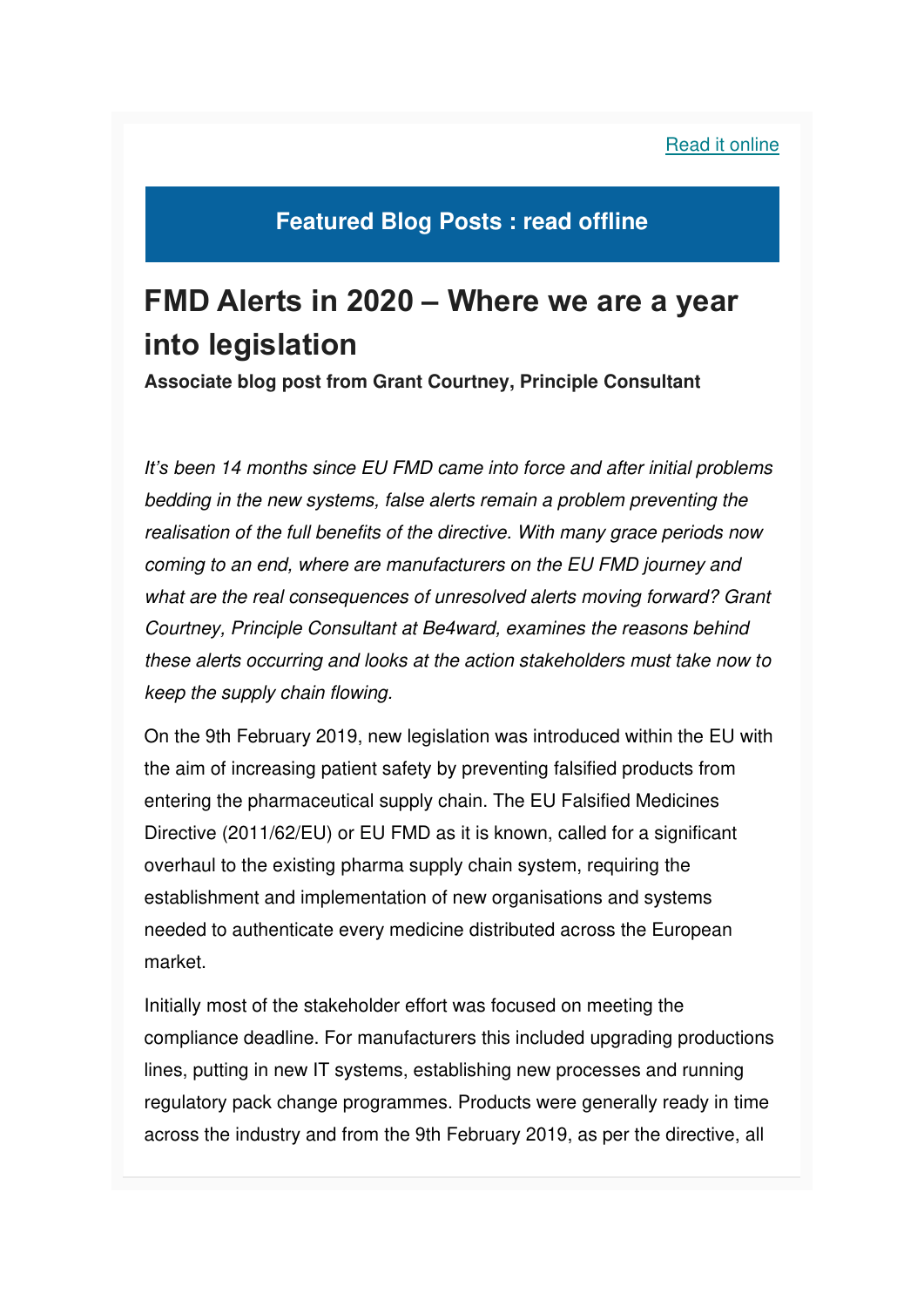[Read it online]

## Featured Blog Posts : read offline

# FMD Alerts in 2020 – Where we are a year into legislation

**Associate blog post from Grant Courtney, Principle Consultant**

*It's been 14 months since EU FMD came into force and after initial problems bedding in the new systems, false alerts remain a problem preventing the realisation of the full benefits of the directive. With many grace periods now coming to an end, where are manufacturers on the EU FMD journey and what are the real consequences of unresolved alerts moving forward? Grant Courtney, Principle Consultant at Be4ward, examines the reasons behind these alerts occurring and looks at the action stakeholders must take now to keep the supply chain flowing.*

On the 9th February 2019, new legislation was introduced within the EU with the aim of increasing patient safety by preventing falsified products from entering the pharmaceutical supply chain. The EU Falsified Medicines Directive (2011/62/EU) or EU FMD as it is known, called for a significant overhaul to the existing pharma supply chain system, requiring the establishment and implementation of new organisations and systems needed to authenticate every medicine distributed across the European market.

Initially most of the stakeholder effort was focused on meeting the compliance deadline. For manufacturers this included upgrading productions lines, putting in new IT systems, establishing new processes and running regulatory pack change programmes. Products were generally ready in time across the industry and from the 9th February 2019, as per the directive, all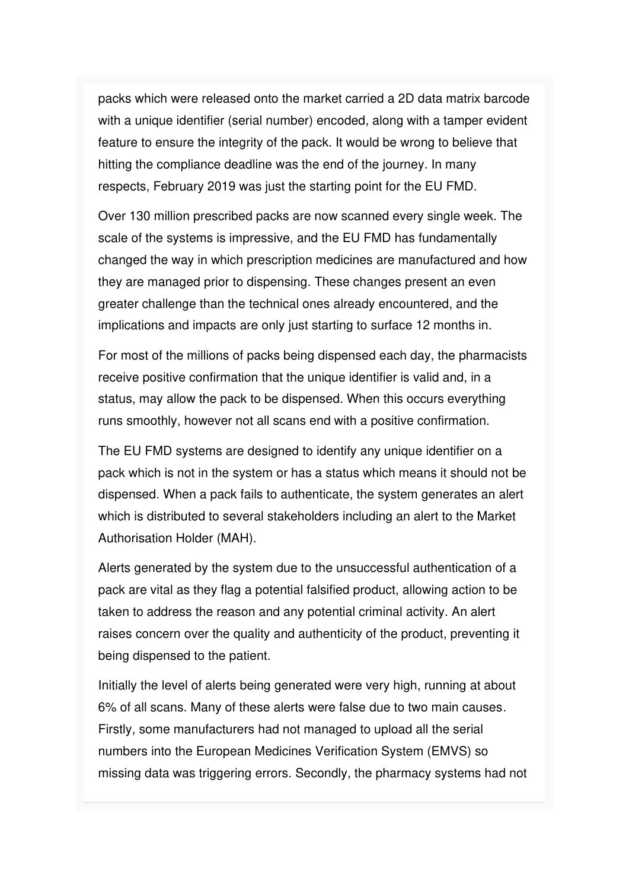packs which were released onto the market carried a 2D data matrix barcode with a unique identifier (serial number) encoded, along with a tamper evident feature to ensure the integrity of the pack. It would be wrong to believe that hitting the compliance deadline was the end of the journey. In many respects, February 2019 was just the starting point for the EU FMD.

Over 130 million prescribed packs are now scanned every single week. The scale of the systems is impressive, and the EU FMD has fundamentally changed the way in which prescription medicines are manufactured and how they are managed prior to dispensing. These changes present an even greater challenge than the technical ones already encountered, and the implications and impacts are only just starting to surface 12 months in.

For most of the millions of packs being dispensed each day, the pharmacists receive positive confirmation that the unique identifier is valid and, in a status, may allow the pack to be dispensed. When this occurs everything runs smoothly, however not all scans end with a positive confirmation.

The EU FMD systems are designed to identify any unique identifier on a pack which is not in the system or has a status which means it should not be dispensed. When a pack fails to authenticate, the system generates an alert which is distributed to several stakeholders including an alert to the Market Authorisation Holder (MAH).

Alerts generated by the system due to the unsuccessful authentication of a pack are vital as they flag a potential falsified product, allowing action to be taken to address the reason and any potential criminal activity. An alert raises concern over the quality and authenticity of the product, preventing it being dispensed to the patient.

Initially the level of alerts being generated were very high, running at about 6% of all scans. Many of these alerts were false due to two main causes. Firstly, some manufacturers had not managed to upload all the serial numbers into the European Medicines Verification System (EMVS) so missing data was triggering errors. Secondly, the pharmacy systems had not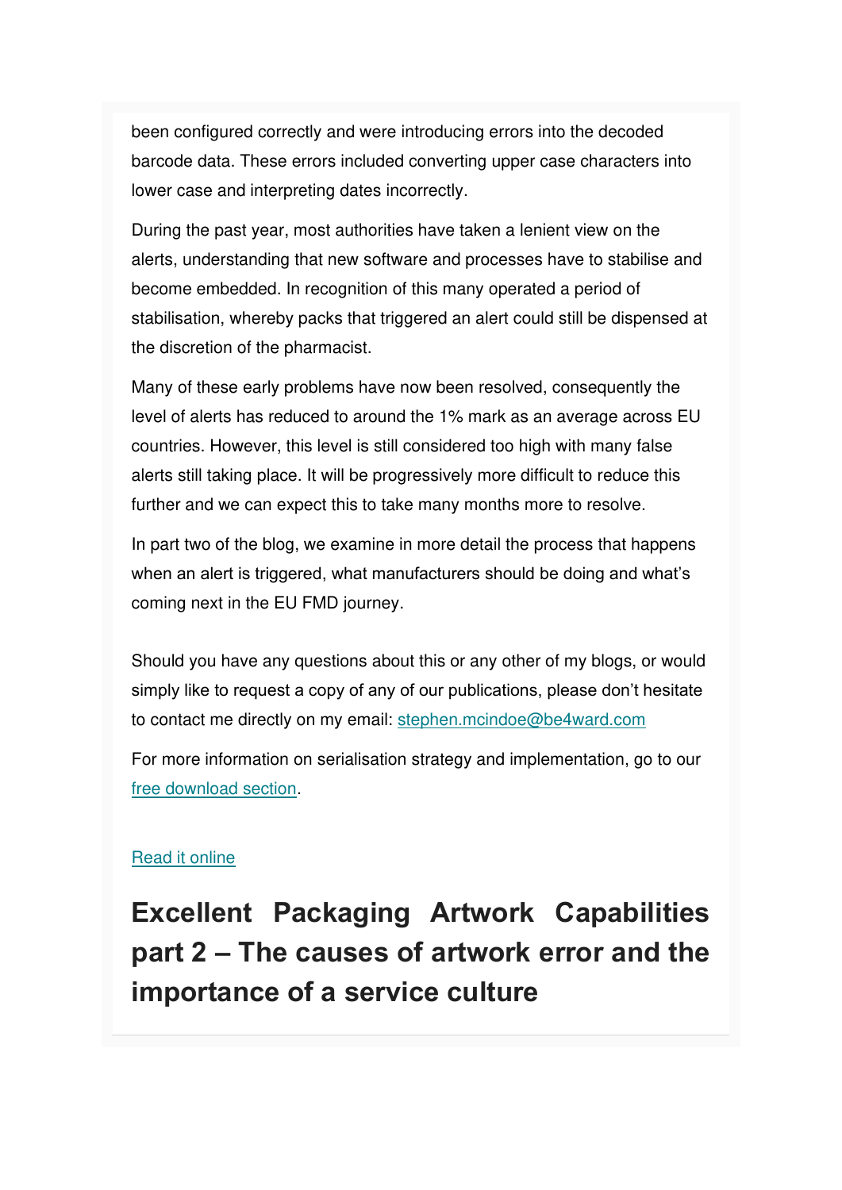been configured correctly and were introducing errors into the decoded barcode data. These errors included converting upper case characters into lower case and interpreting dates incorrectly.

During the past year, most authorities have taken a lenient view on the alerts, understanding that new software and processes have to stabilise and become embedded. In recognition of this many operated a period of stabilisation, whereby packs that triggered an alert could still be dispensed at the discretion of the pharmacist.

Many of these early problems have now been resolved, consequently the level of alerts has reduced to around the 1% mark as an average across EU countries. However, this level is still considered too high with many false alerts still taking place. It will be progressively more difficult to reduce this further and we can expect this to take many months more to resolve.

In part two of the blog, we examine in more detail the process that happens when an alert is triggered, what manufacturers should be doing and what's coming next in the EU FMD journey.

Should you have any questions about this or any other of my blogs, or would simply like to request a copy of any of our publications, please don't hesitate to contact me directly on my email: stephen.mcindoe@be4ward.com

For more information on serialisation strategy and implementation, go to our free download section.

Read it online

## Excellent Packaging Artwork Capabilities part 2 – The causes of artwork error and the importance of a service culture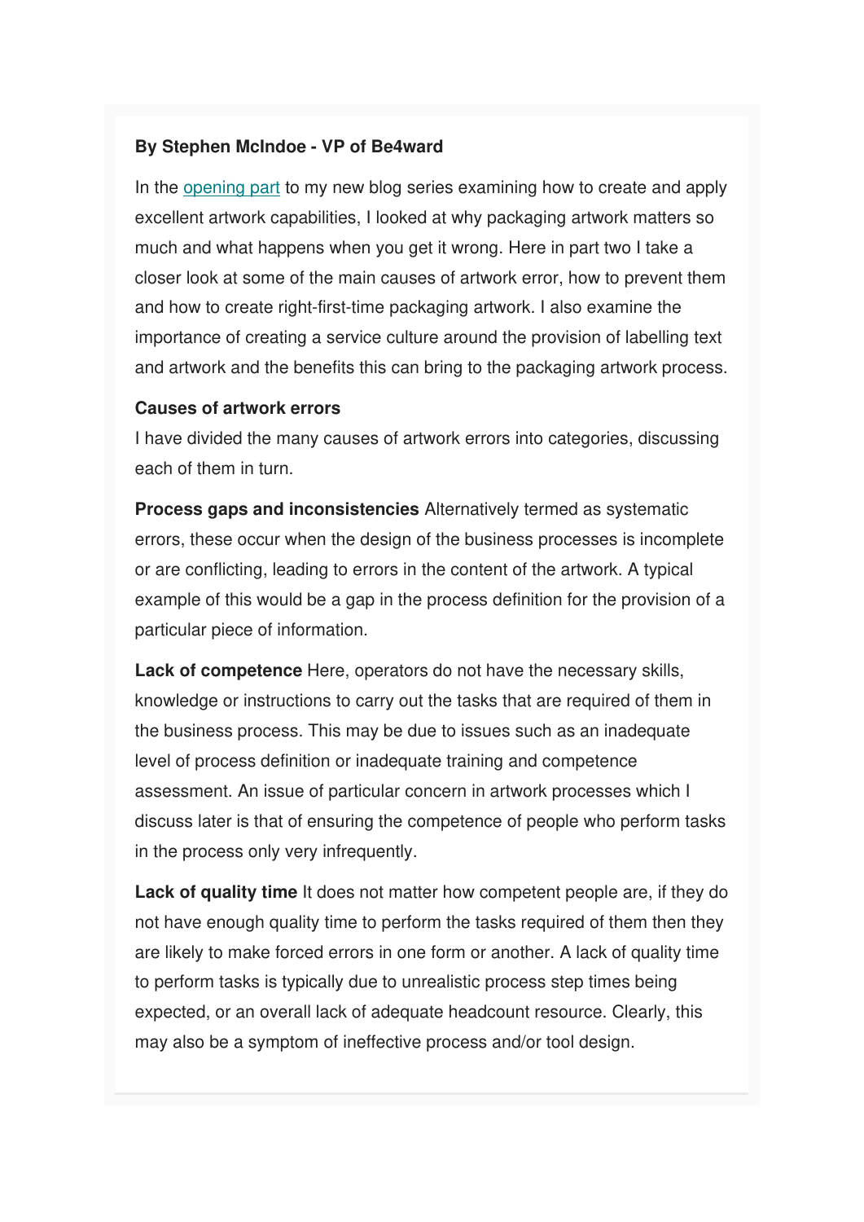**By Stephen McIndoe - VP of Be4ward**

In the opening part to my new blog series examining how to create and apply excellent artwork capabilities, I looked at why packaging artwork matters so much and what happens when you get it wrong. Here in part two I take a closer look at some of the main causes of artwork error, how to prevent them and how to create right-first-time packaging artwork. I also examine the importance of creating a service culture around the provision of labelling text and artwork and the benefits this can bring to the packaging artwork process.

**Causes of artwork errors**

I have divided the many causes of artwork errors into categories, discussing each of them in turn.

**Process gaps and inconsistencies** Alternatively termed as systematic errors, these occur when the design of the business processes is incomplete or are conflicting, leading to errors in the content of the artwork. A typical example of this would be a gap in the process definition for the provision of a particular piece of information.

**Lack of competence** Here, operators do not have the necessary skills, knowledge or instructions to carry out the tasks that are required of them in the business process. This may be due to issues such as an inadequate level of process definition or inadequate training and competence assessment. An issue of particular concern in artwork processes which I discuss later is that of ensuring the competence of people who perform tasks in the process only very infrequently.

**Lack of quality time** It does not matter how competent people are, if they do not have enough quality time to perform the tasks required of them then they are likely to make forced errors in one form or another. A lack of quality time to perform tasks is typically due to unrealistic process step times being expected, or an overall lack of adequate headcount resource. Clearly, this may also be a symptom of ineffective process and/or tool design.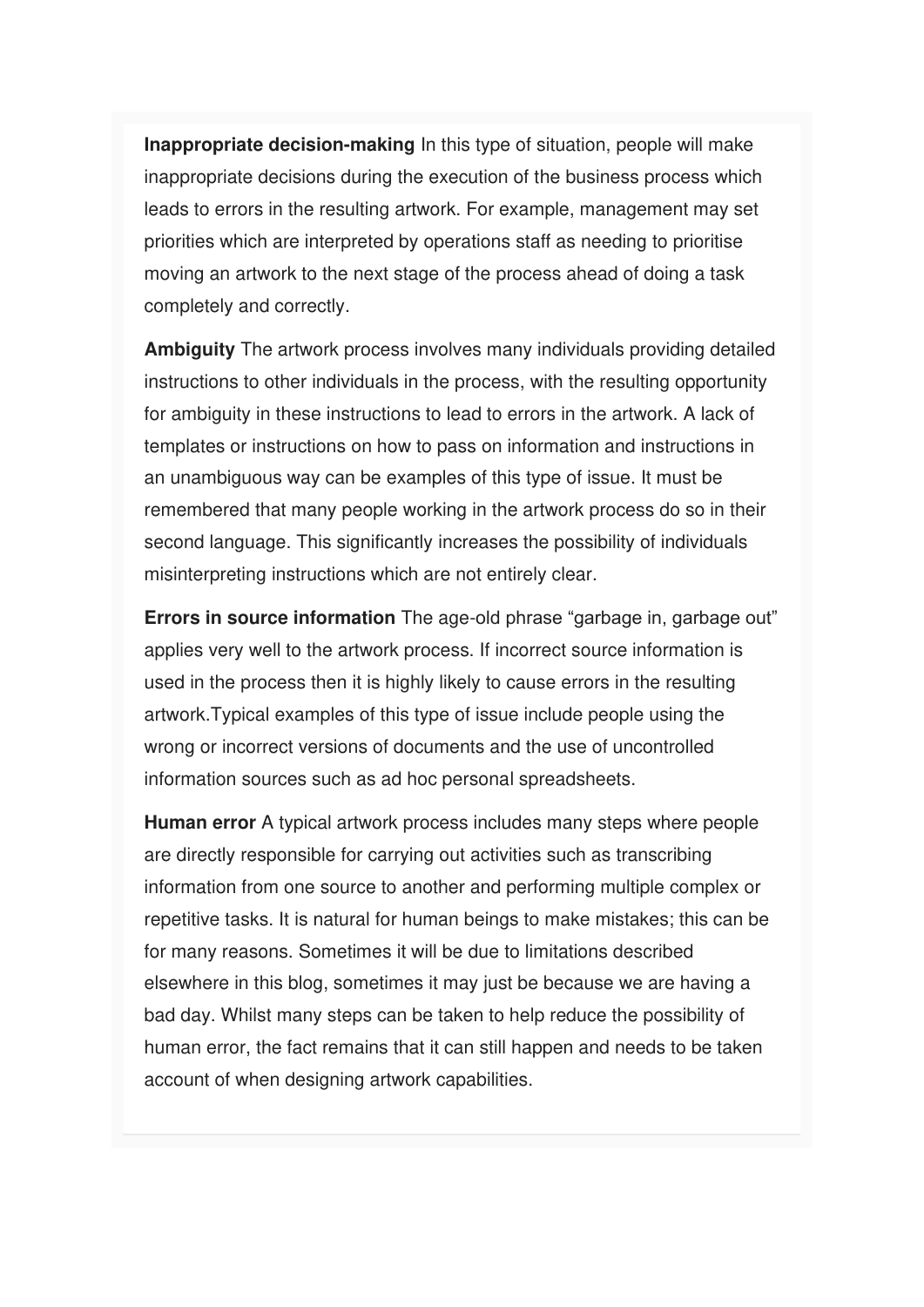**Inappropriate decision-making** In this type of situation, people will make inappropriate decisions during the execution of the business process which leads to errors in the resulting artwork. For example, management may set priorities which are interpreted by operations staff as needing to prioritise moving an artwork to the next stage of the process ahead of doing a task completely and correctly.

**Ambiguity** The artwork process involves many individuals providing detailed instructions to other individuals in the process, with the resulting opportunity for ambiguity in these instructions to lead to errors in the artwork. A lack of templates or instructions on how to pass on information and instructions in an unambiguous way can be examples of this type of issue. It must be remembered that many people working in the artwork process do so in their second language. This significantly increases the possibility of individuals misinterpreting instructions which are not entirely clear.

**Errors in source information** The age-old phrase "garbage in, garbage out" applies very well to the artwork process. If incorrect source information is used in the process then it is highly likely to cause errors in the resulting artwork.Typical examples of this type of issue include people using the wrong or incorrect versions of documents and the use of uncontrolled information sources such as ad hoc personal spreadsheets.

**Human error** A typical artwork process includes many steps where people are directly responsible for carrying out activities such as transcribing information from one source to another and performing multiple complex or repetitive tasks. It is natural for human beings to make mistakes; this can be for many reasons. Sometimes it will be due to limitations described elsewhere in this blog, sometimes it may just be because we are having a bad day. Whilst many steps can be taken to help reduce the possibility of human error, the fact remains that it can still happen and needs to be taken account of when designing artwork capabilities.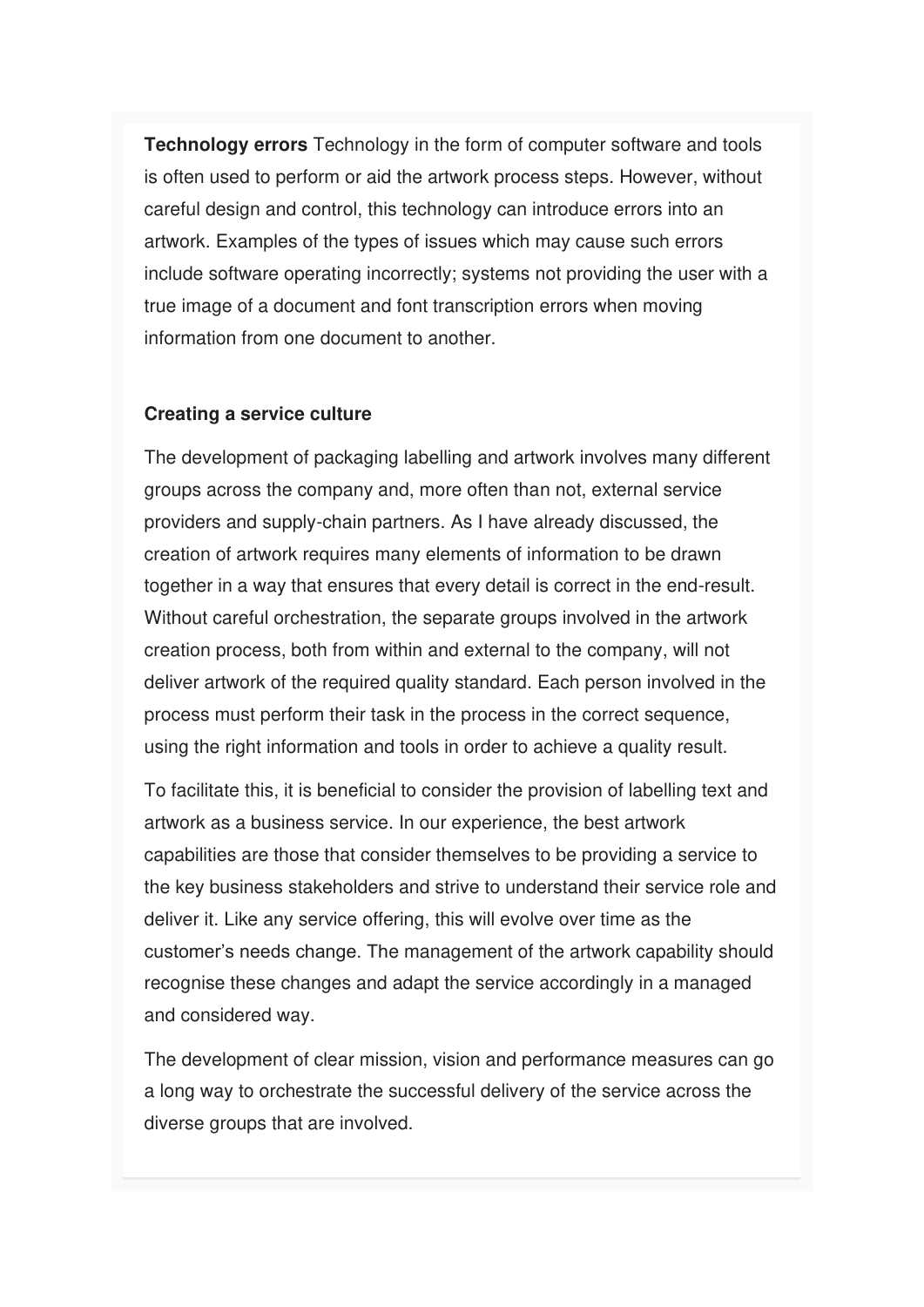**Technology errors** Technology in the form of computer software and tools is often used to perform or aid the artwork process steps. However, without careful design and control, this technology can introduce errors into an artwork. Examples of the types of issues which may cause such errors include software operating incorrectly; systems not providing the user with a true image of a document and font transcription errors when moving information from one document to another.

**Creating a service culture**

The development of packaging labelling and artwork involves many different groups across the company and, more often than not, external service providers and supply-chain partners. As I have already discussed, the creation of artwork requires many elements of information to be drawn together in a way that ensures that every detail is correct in the end-result. Without careful orchestration, the separate groups involved in the artwork creation process, both from within and external to the company, will not deliver artwork of the required quality standard. Each person involved in the process must perform their task in the process in the correct sequence, using the right information and tools in order to achieve a quality result.

To facilitate this, it is beneficial to consider the provision of labelling text and artwork as a business service. In our experience, the best artwork capabilities are those that consider themselves to be providing a service to the key business stakeholders and strive to understand their service role and deliver it. Like any service offering, this will evolve over time as the customer's needs change. The management of the artwork capability should recognise these changes and adapt the service accordingly in a managed and considered way.

The development of clear mission, vision and performance measures can go a long way to orchestrate the successful delivery of the service across the diverse groups that are involved.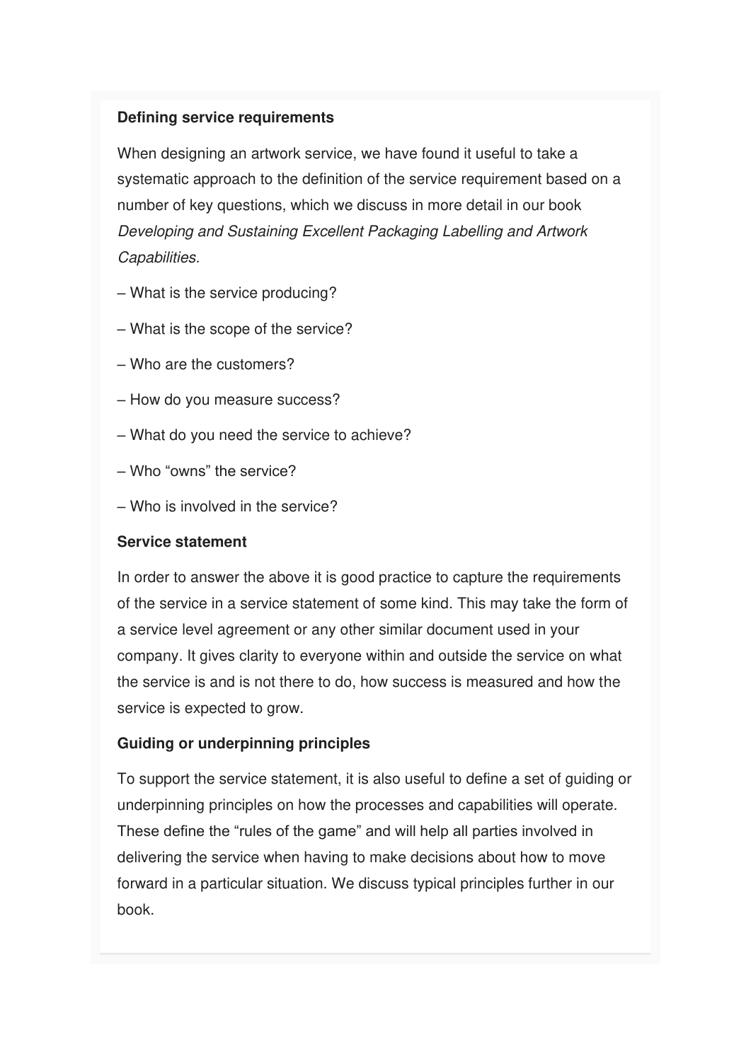**Defining service requirements**

When designing an artwork service, we have found it useful to take a systematic approach to the definition of the service requirement based on a number of key questions, which we discuss in more detail in our book *Developing and Sustaining Excellent Packaging Labelling and Artwork Capabilities.*

– What is the service producing?

– What is the scope of the service?

– Who are the customers?

– How do you measure success?

– What do you need the service to achieve?

– Who “owns” the service?

– Who is involved in the service?

**Service statement**

In order to answer the above it is good practice to capture the requirements of the service in a service statement of some kind. This may take the form of a service level agreement or any other similar document used in your company. It gives clarity to everyone within and outside the service on what the service is and is not there to do, how success is measured and how the service is expected to grow.

**Guiding or underpinning principles**

To support the service statement, it is also useful to define a set of guiding or underpinning principles on how the processes and capabilities will operate. These define the “rules of the game” and will help all parties involved in delivering the service when having to make decisions about how to move forward in a particular situation. We discuss typical principles further in our book.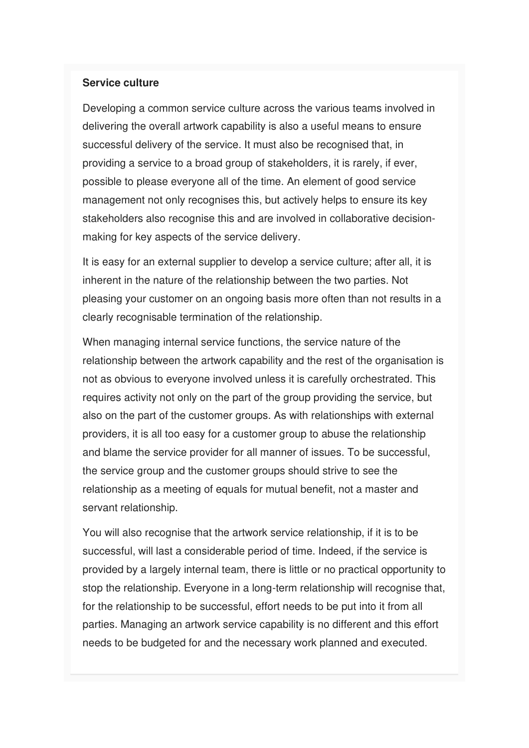**Service culture**

Developing a common service culture across the various teams involved in delivering the overall artwork capability is also a useful means to ensure successful delivery of the service. It must also be recognised that, in providing a service to a broad group of stakeholders, it is rarely, if ever, possible to please everyone all of the time. An element of good service management not only recognises this, but actively helps to ensure its key stakeholders also recognise this and are involved in collaborative decision-making for key aspects of the service delivery.

It is easy for an external supplier to develop a service culture; after all, it is inherent in the nature of the relationship between the two parties. Not pleasing your customer on an ongoing basis more often than not results in a clearly recognisable termination of the relationship.

When managing internal service functions, the service nature of the relationship between the artwork capability and the rest of the organisation is not as obvious to everyone involved unless it is carefully orchestrated. This requires activity not only on the part of the group providing the service, but also on the part of the customer groups. As with relationships with external providers, it is all too easy for a customer group to abuse the relationship and blame the service provider for all manner of issues. To be successful, the service group and the customer groups should strive to see the relationship as a meeting of equals for mutual benefit, not a master and servant relationship.

You will also recognise that the artwork service relationship, if it is to be successful, will last a considerable period of time. Indeed, if the service is provided by a largely internal team, there is little or no practical opportunity to stop the relationship. Everyone in a long-term relationship will recognise that, for the relationship to be successful, effort needs to be put into it from all parties. Managing an artwork service capability is no different and this effort needs to be budgeted for and the necessary work planned and executed.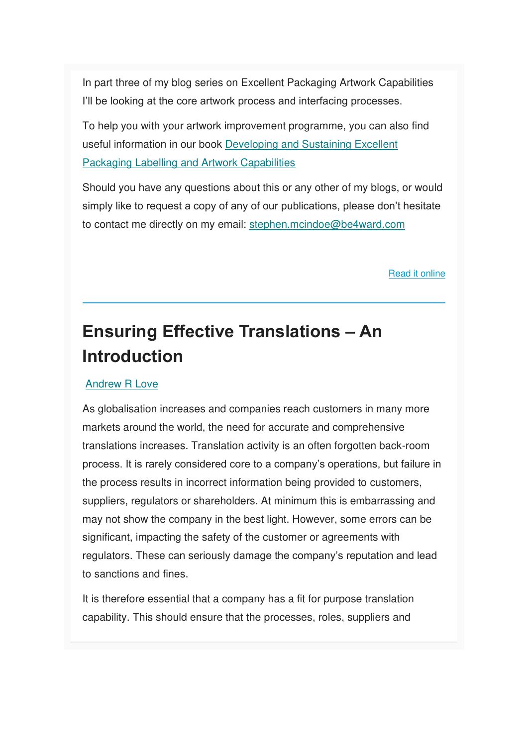In part three of my blog series on Excellent Packaging Artwork Capabilities I'll be looking at the core artwork process and interfacing processes.

To help you with your artwork improvement programme, you can also find useful information in our book Developing and Sustaining Excellent Packaging Labelling and Artwork Capabilities

Should you have any questions about this or any other of my blogs, or would simply like to request a copy of any of our publications, please don't hesitate to contact me directly on my email: stephen.mcindoe@be4ward.com

Read it online

---

## Ensuring Effective Translations – An Introduction

Andrew R Love

As globalisation increases and companies reach customers in many more markets around the world, the need for accurate and comprehensive translations increases. Translation activity is an often forgotten back-room process. It is rarely considered core to a company's operations, but failure in the process results in incorrect information being provided to customers, suppliers, regulators or shareholders. At minimum this is embarrassing and may not show the company in the best light. However, some errors can be significant, impacting the safety of the customer or agreements with regulators. These can seriously damage the company's reputation and lead to sanctions and fines.

It is therefore essential that a company has a fit for purpose translation capability. This should ensure that the processes, roles, suppliers and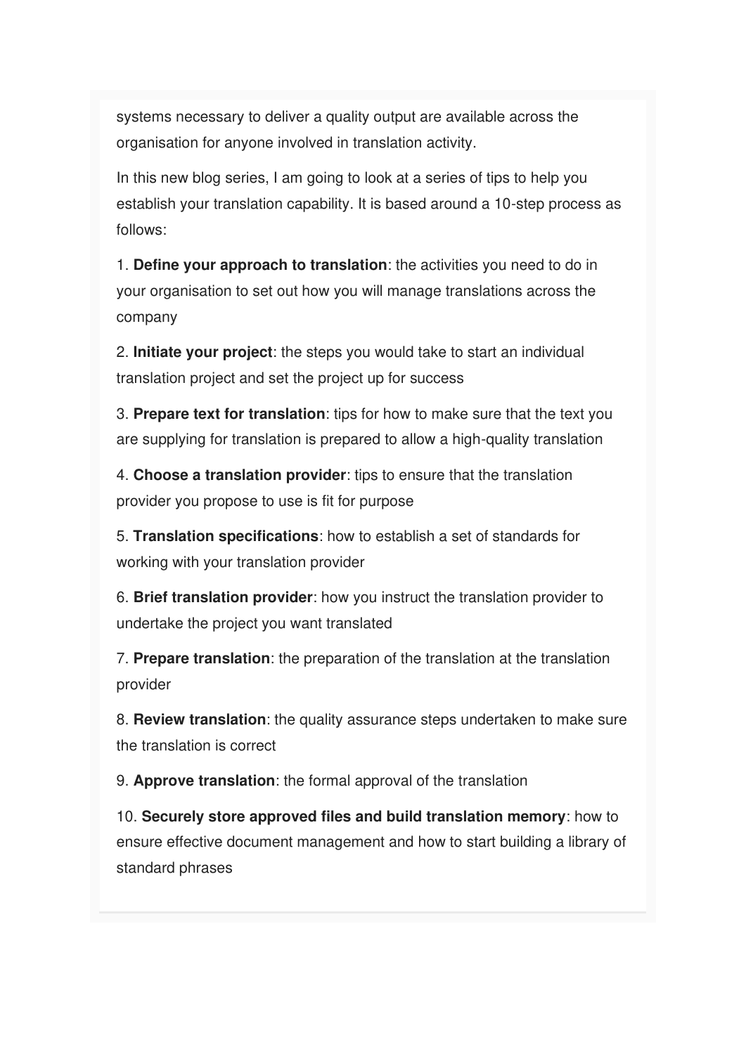systems necessary to deliver a quality output are available across the organisation for anyone involved in translation activity.

In this new blog series, I am going to look at a series of tips to help you establish your translation capability. It is based around a 10-step process as follows:

1. **Define your approach to translation**: the activities you need to do in your organisation to set out how you will manage translations across the company

2. **Initiate your project**: the steps you would take to start an individual translation project and set the project up for success

3. **Prepare text for translation**: tips for how to make sure that the text you are supplying for translation is prepared to allow a high-quality translation

4. **Choose a translation provider**: tips to ensure that the translation provider you propose to use is fit for purpose

5. **Translation specifications**: how to establish a set of standards for working with your translation provider

6. **Brief translation provider**: how you instruct the translation provider to undertake the project you want translated

7. **Prepare translation**: the preparation of the translation at the translation provider

8. **Review translation**: the quality assurance steps undertaken to make sure the translation is correct

9. **Approve translation**: the formal approval of the translation

10. **Securely store approved files and build translation memory**: how to ensure effective document management and how to start building a library of standard phrases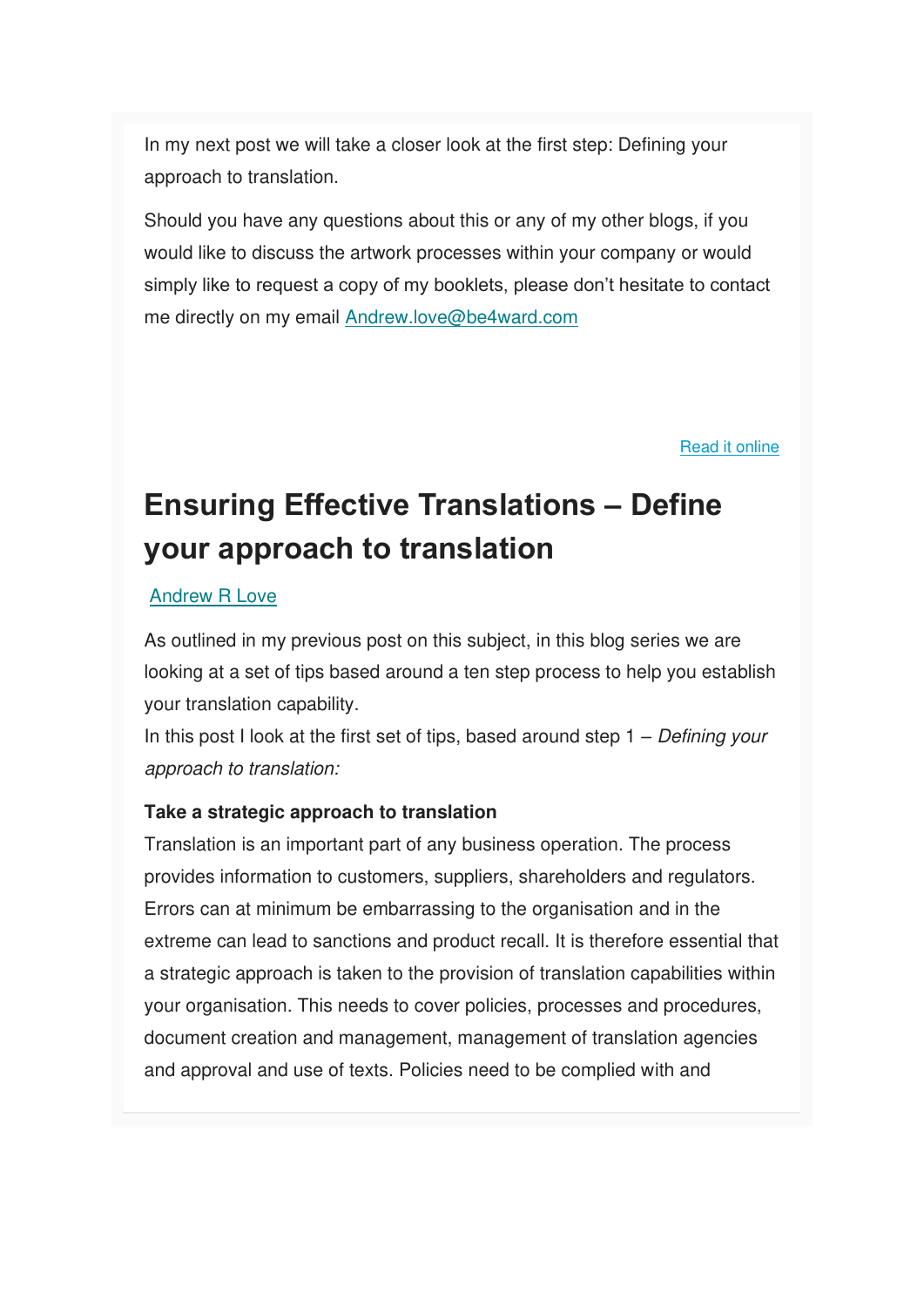In my next post we will take a closer look at the first step: Defining your approach to translation.

Should you have any questions about this or any of my other blogs, if you would like to discuss the artwork processes within your company or would simply like to request a copy of my booklets, please don't hesitate to contact me directly on my email [Andrew.love@be4ward.com](mailto:Andrew.love@be4ward.com)

[Read it online]()

# Ensuring Effective Translations – Define your approach to translation

[Andrew R Love]()

As outlined in my previous post on this subject, in this blog series we are looking at a set of tips based around a ten step process to help you establish your translation capability.
In this post I look at the first set of tips, based around step 1 – *Defining your approach to translation:*

**Take a strategic approach to translation**
Translation is an important part of any business operation. The process provides information to customers, suppliers, shareholders and regulators. Errors can at minimum be embarrassing to the organisation and in the extreme can lead to sanctions and product recall. It is therefore essential that a strategic approach is taken to the provision of translation capabilities within your organisation. This needs to cover policies, processes and procedures, document creation and management, management of translation agencies and approval and use of texts. Policies need to be complied with and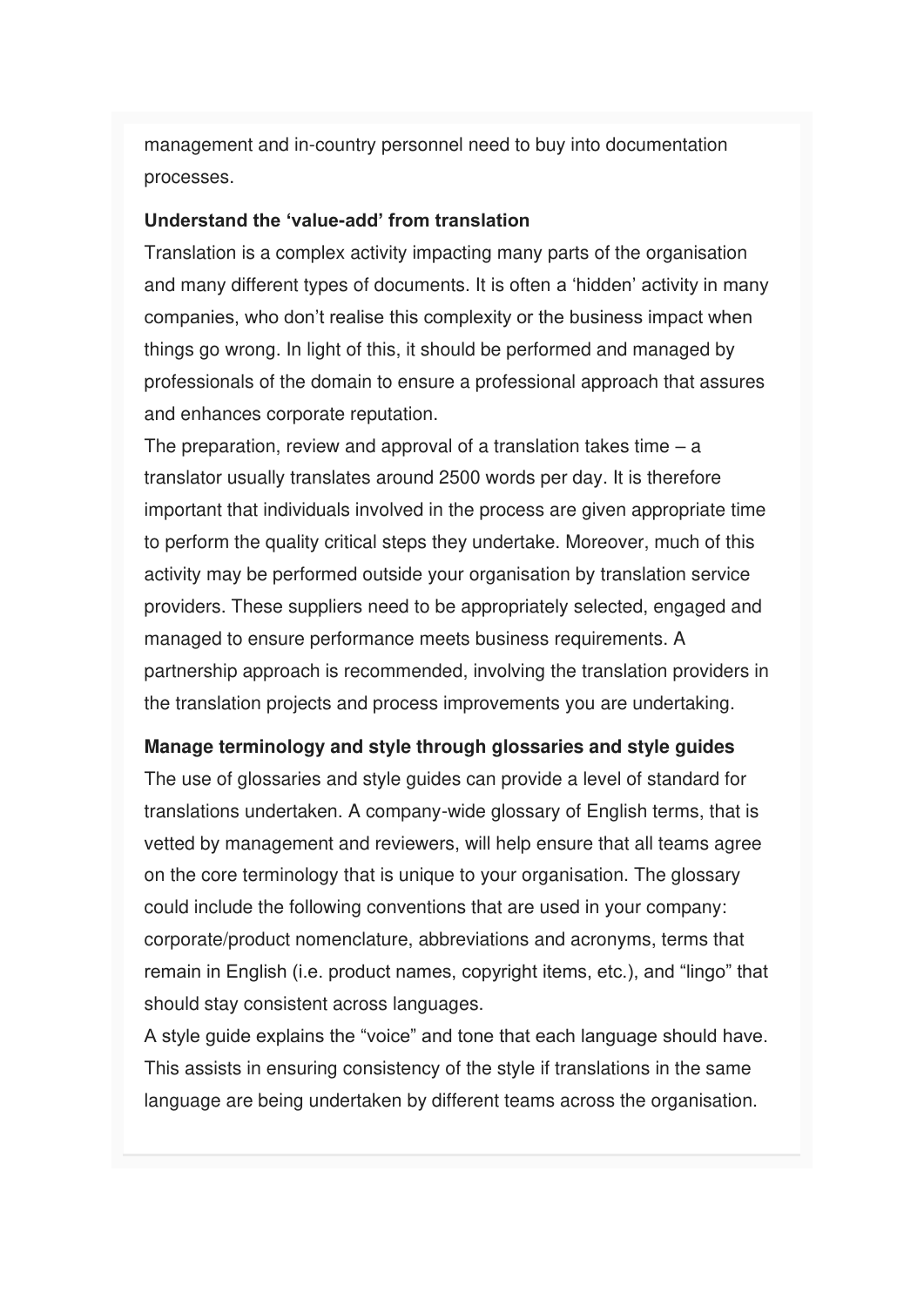management and in-country personnel need to buy into documentation processes.

**Understand the ‘value-add’ from translation**

Translation is a complex activity impacting many parts of the organisation and many different types of documents. It is often a ‘hidden’ activity in many companies, who don’t realise this complexity or the business impact when things go wrong. In light of this, it should be performed and managed by professionals of the domain to ensure a professional approach that assures and enhances corporate reputation.

The preparation, review and approval of a translation takes time – a translator usually translates around 2500 words per day. It is therefore important that individuals involved in the process are given appropriate time to perform the quality critical steps they undertake. Moreover, much of this activity may be performed outside your organisation by translation service providers. These suppliers need to be appropriately selected, engaged and managed to ensure performance meets business requirements. A partnership approach is recommended, involving the translation providers in the translation projects and process improvements you are undertaking.

**Manage terminology and style through glossaries and style guides**

The use of glossaries and style guides can provide a level of standard for translations undertaken. A company-wide glossary of English terms, that is vetted by management and reviewers, will help ensure that all teams agree on the core terminology that is unique to your organisation. The glossary could include the following conventions that are used in your company: corporate/product nomenclature, abbreviations and acronyms, terms that remain in English (i.e. product names, copyright items, etc.), and “lingo” that should stay consistent across languages.

A style guide explains the “voice” and tone that each language should have. This assists in ensuring consistency of the style if translations in the same language are being undertaken by different teams across the organisation.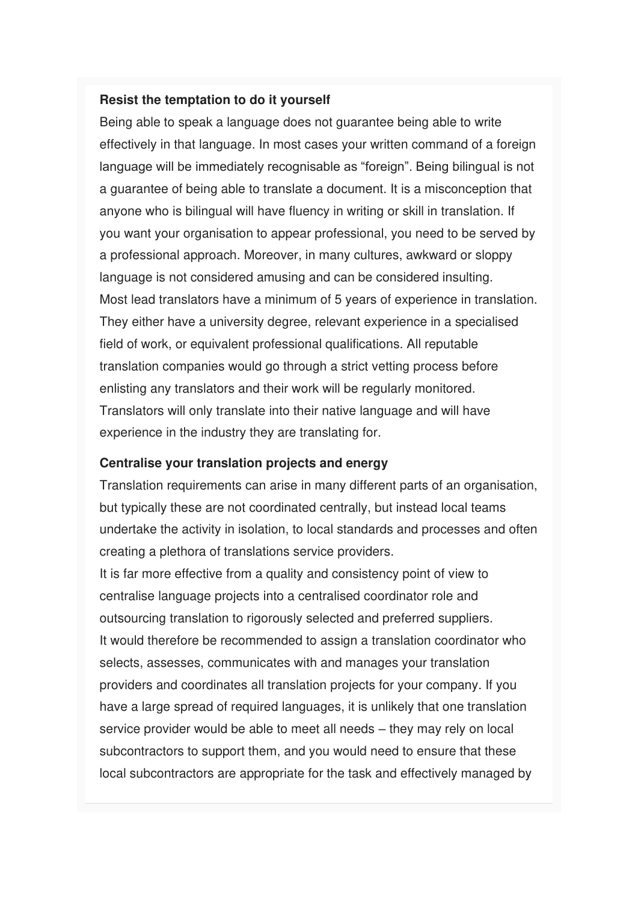**Resist the temptation to do it yourself**

Being able to speak a language does not guarantee being able to write effectively in that language. In most cases your written command of a foreign language will be immediately recognisable as "foreign". Being bilingual is not a guarantee of being able to translate a document. It is a misconception that anyone who is bilingual will have fluency in writing or skill in translation. If you want your organisation to appear professional, you need to be served by a professional approach. Moreover, in many cultures, awkward or sloppy language is not considered amusing and can be considered insulting.

Most lead translators have a minimum of 5 years of experience in translation. They either have a university degree, relevant experience in a specialised field of work, or equivalent professional qualifications. All reputable translation companies would go through a strict vetting process before enlisting any translators and their work will be regularly monitored. Translators will only translate into their native language and will have experience in the industry they are translating for.

**Centralise your translation projects and energy**

Translation requirements can arise in many different parts of an organisation, but typically these are not coordinated centrally, but instead local teams undertake the activity in isolation, to local standards and processes and often creating a plethora of translations service providers.

It is far more effective from a quality and consistency point of view to centralise language projects into a centralised coordinator role and outsourcing translation to rigorously selected and preferred suppliers.

It would therefore be recommended to assign a translation coordinator who selects, assesses, communicates with and manages your translation providers and coordinates all translation projects for your company. If you have a large spread of required languages, it is unlikely that one translation service provider would be able to meet all needs – they may rely on local subcontractors to support them, and you would need to ensure that these local subcontractors are appropriate for the task and effectively managed by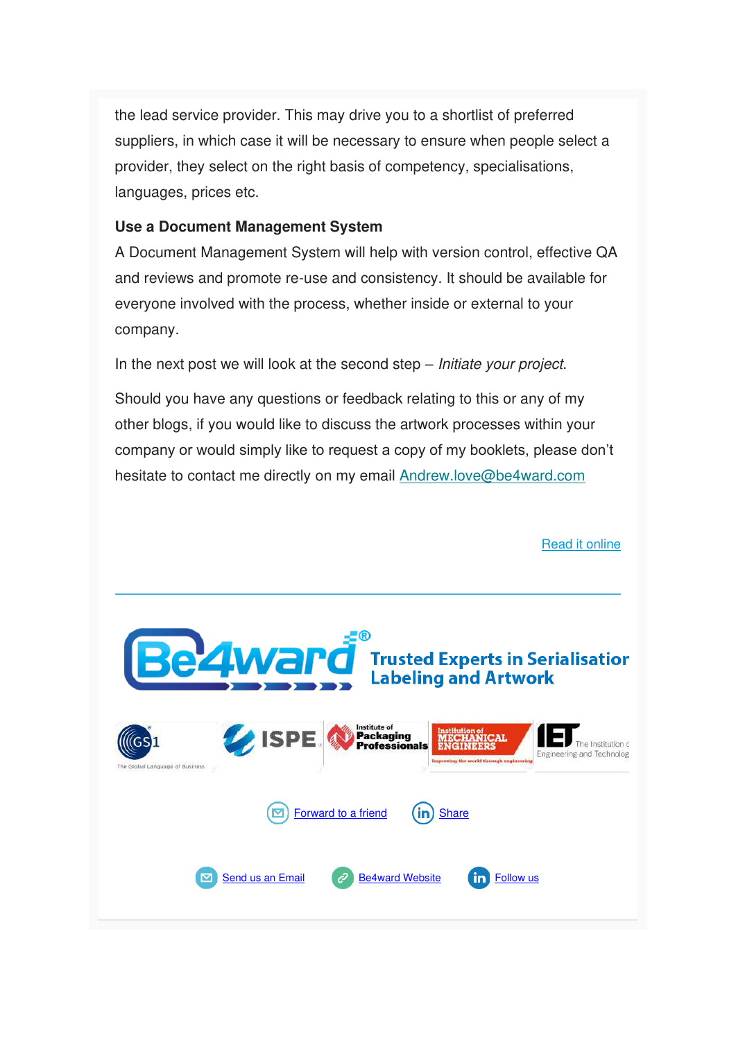the lead service provider. This may drive you to a shortlist of preferred suppliers, in which case it will be necessary to ensure when people select a provider, they select on the right basis of competency, specialisations, languages, prices etc.

**Use a Document Management System**
A Document Management System will help with version control, effective QA and reviews and promote re-use and consistency. It should be available for everyone involved with the process, whether inside or external to your company.

In the next post we will look at the second step – *Initiate your project*.

Should you have any questions or feedback relating to this or any of my other blogs, if you would like to discuss the artwork processes within your company or would simply like to request a copy of my booklets, please don't hesitate to contact me directly on my email Andrew.love@be4ward.com

Read it online

---

Be4ward® Trusted Experts in Serialisation Labeling and Artwork

GS1 The Global Language of Business | ISPE | Institute of Packaging Professionals | Institution of Mechanical Engineers | IET The Institution of Engineering and Technology

Forward to a friend | Share

Send us an Email | Be4ward Website | Follow us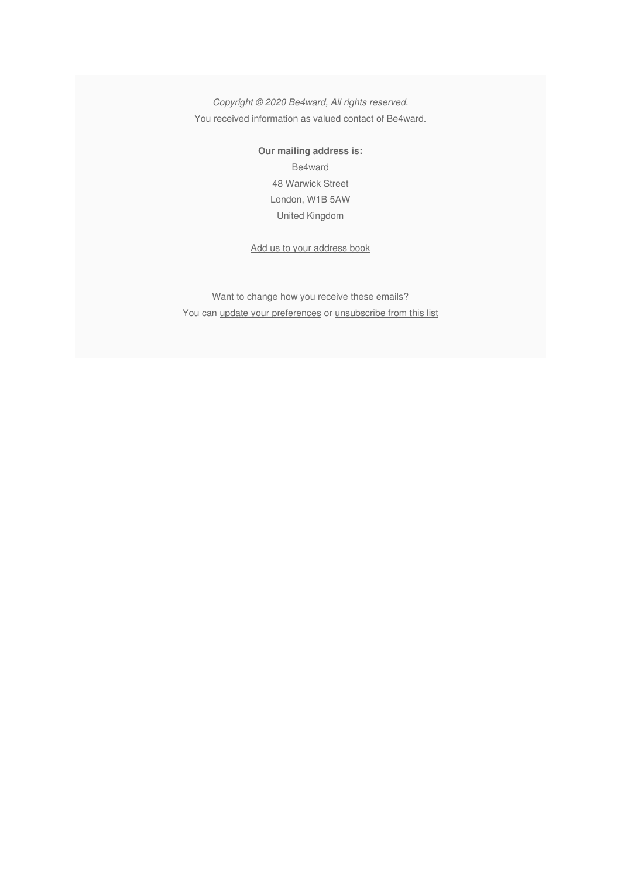*Copyright © 2020 Be4ward, All rights reserved.*
You received information as valued contact of Be4ward.

**Our mailing address is:**
Be4ward
48 Warwick Street
London, W1B 5AW
United Kingdom

Add us to your address book

Want to change how you receive these emails?
You can update your preferences or unsubscribe from this list